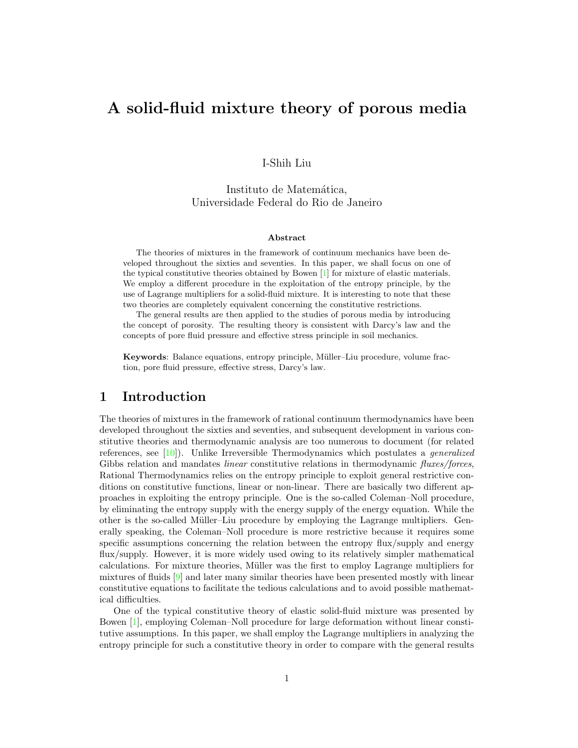# A solid-fluid mixture theory of porous media

I-Shih Liu

Instituto de Matemática,
Universidade Federal do Rio de Janeiro

### Abstract

The theories of mixtures in the framework of continuum mechanics have been developed throughout the sixties and seventies. In this paper, we shall focus on one of the typical constitutive theories obtained by Bowen [1] for mixture of elastic materials. We employ a different procedure in the exploitation of the entropy principle, by the use of Lagrange multipliers for a solid-fluid mixture. It is interesting to note that these two theories are completely equivalent concerning the constitutive restrictions.

The general results are then applied to the studies of porous media by introducing the concept of porosity. The resulting theory is consistent with Darcy's law and the concepts of pore fluid pressure and effective stress principle in soil mechanics.

**Keywords**: Balance equations, entropy principle, Müller–Liu procedure, volume fraction, pore fluid pressure, effective stress, Darcy's law.

## 1 Introduction

The theories of mixtures in the framework of rational continuum thermodynamics have been developed throughout the sixties and seventies, and subsequent development in various constitutive theories and thermodynamic analysis are too numerous to document (for related references, see [10]). Unlike Irreversible Thermodynamics which postulates a *generalized* Gibbs relation and mandates *linear* constitutive relations in thermodynamic *fluxes/forces*, Rational Thermodynamics relies on the entropy principle to exploit general restrictive conditions on constitutive functions, linear or non-linear. There are basically two different approaches in exploiting the entropy principle. One is the so-called Coleman–Noll procedure, by eliminating the entropy supply with the energy supply of the energy equation. While the other is the so-called Müller–Liu procedure by employing the Lagrange multipliers. Generally speaking, the Coleman–Noll procedure is more restrictive because it requires some specific assumptions concerning the relation between the entropy flux/supply and energy flux/supply. However, it is more widely used owing to its relatively simpler mathematical calculations. For mixture theories, Müller was the first to employ Lagrange multipliers for mixtures of fluids [9] and later many similar theories have been presented mostly with linear constitutive equations to facilitate the tedious calculations and to avoid possible mathematical difficulties.

One of the typical constitutive theory of elastic solid-fluid mixture was presented by Bowen [1], employing Coleman–Noll procedure for large deformation without linear constitutive assumptions. In this paper, we shall employ the Lagrange multipliers in analyzing the entropy principle for such a constitutive theory in order to compare with the general results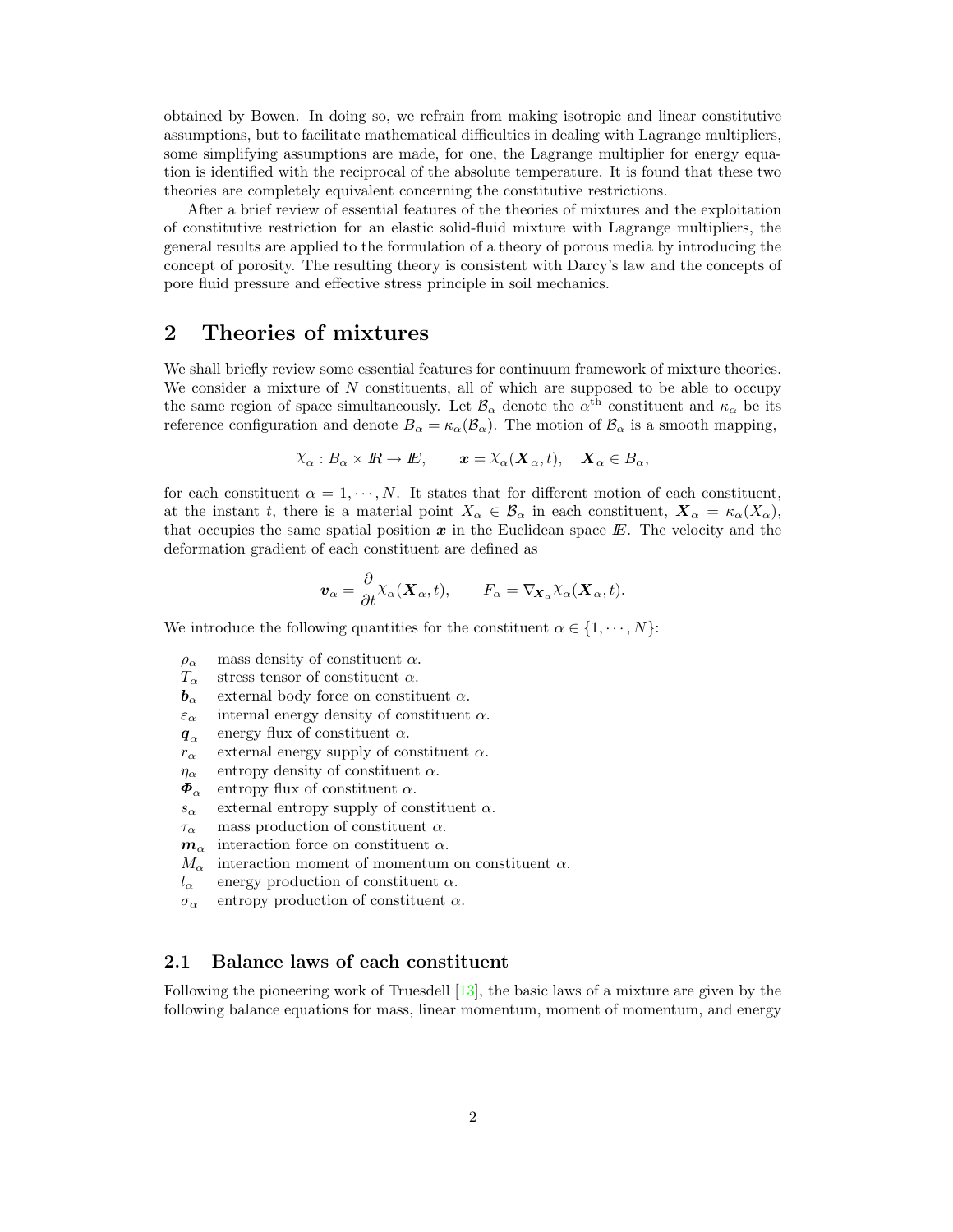obtained by Bowen. In doing so, we refrain from making isotropic and linear constitutive assumptions, but to facilitate mathematical difficulties in dealing with Lagrange multipliers, some simplifying assumptions are made, for one, the Lagrange multiplier for energy equation is identified with the reciprocal of the absolute temperature. It is found that these two theories are completely equivalent concerning the constitutive restrictions.

After a brief review of essential features of the theories of mixtures and the exploitation of constitutive restriction for an elastic solid-fluid mixture with Lagrange multipliers, the general results are applied to the formulation of a theory of porous media by introducing the concept of porosity. The resulting theory is consistent with Darcy's law and the concepts of pore fluid pressure and effective stress principle in soil mechanics.

## 2 Theories of mixtures

We shall briefly review some essential features for continuum framework of mixture theories. We consider a mixture of $N$ constituents, all of which are supposed to be able to occupy the same region of space simultaneously. Let $\mathcal{B}_\alpha$ denote the $\alpha^{\text{th}}$ constituent and $\kappa_\alpha$ be its reference configuration and denote $B_\alpha = \kappa_\alpha(\mathcal{B}_\alpha)$. The motion of $\mathcal{B}_\alpha$ is a smooth mapping,

$$\chi_\alpha : B_\alpha \times I\!R \to I\!E, \qquad \boldsymbol{x} = \chi_\alpha(\boldsymbol{X}_\alpha, t), \quad \boldsymbol{X}_\alpha \in B_\alpha,$$

for each constituent $\alpha = 1, \cdots, N$. It states that for different motion of each constituent, at the instant $t$, there is a material point $X_\alpha \in \mathcal{B}_\alpha$ in each constituent, $\boldsymbol{X}_\alpha = \kappa_\alpha(X_\alpha)$, that occupies the same spatial position $\boldsymbol{x}$ in the Euclidean space $I\!E$. The velocity and the deformation gradient of each constituent are defined as

$$\boldsymbol{v}_\alpha = \frac{\partial}{\partial t}\chi_\alpha(\boldsymbol{X}_\alpha, t), \qquad F_\alpha = \nabla_{\boldsymbol{X}_\alpha}\chi_\alpha(\boldsymbol{X}_\alpha, t).$$

We introduce the following quantities for the constituent $\alpha \in \{1, \cdots, N\}$:

- $\rho_\alpha$ mass density of constituent $\alpha$.
- $T_\alpha$ stress tensor of constituent $\alpha$.
- $\boldsymbol{b}_\alpha$ external body force on constituent $\alpha$.
- $\varepsilon_\alpha$ internal energy density of constituent $\alpha$.
- $\boldsymbol{q}_\alpha$ energy flux of constituent $\alpha$.
- $r_\alpha$ external energy supply of constituent $\alpha$.
- $\eta_\alpha$ entropy density of constituent $\alpha$.
- $\boldsymbol{\Phi}_\alpha$ entropy flux of constituent $\alpha$.
- $s_\alpha$ external entropy supply of constituent $\alpha$.
- $\tau_\alpha$ mass production of constituent $\alpha$.
- $\boldsymbol{m}_\alpha$ interaction force on constituent $\alpha$.
- $M_\alpha$ interaction moment of momentum on constituent $\alpha$.
- $l_\alpha$ energy production of constituent $\alpha$.
- $\sigma_\alpha$ entropy production of constituent $\alpha$.

### 2.1 Balance laws of each constituent

Following the pioneering work of Truesdell [13], the basic laws of a mixture are given by the following balance equations for mass, linear momentum, moment of momentum, and energy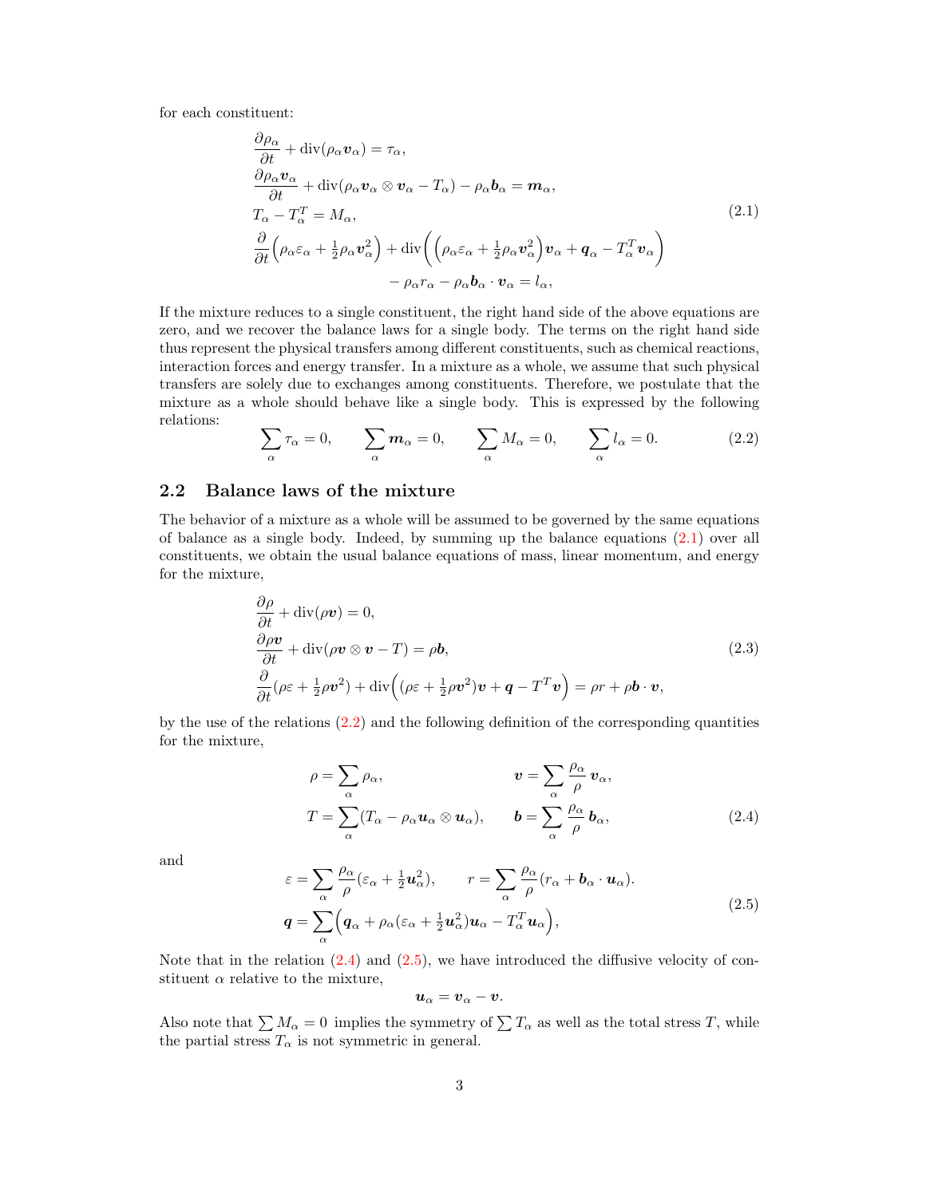for each constituent:

$$
\begin{aligned}
&\frac{\partial \rho_\alpha}{\partial t} + \operatorname{div}(\rho_\alpha \boldsymbol{v}_\alpha) = \tau_\alpha, \\
&\frac{\partial \rho_\alpha \boldsymbol{v}_\alpha}{\partial t} + \operatorname{div}(\rho_\alpha \boldsymbol{v}_\alpha \otimes \boldsymbol{v}_\alpha - T_\alpha) - \rho_\alpha \boldsymbol{b}_\alpha = \boldsymbol{m}_\alpha, \\
&T_\alpha - T_\alpha^T = M_\alpha, \\
&\frac{\partial}{\partial t}\Big(\rho_\alpha \varepsilon_\alpha + \tfrac{1}{2}\rho_\alpha \boldsymbol{v}_\alpha^2\Big) + \operatorname{div}\Big(\Big(\rho_\alpha \varepsilon_\alpha + \tfrac{1}{2}\rho_\alpha \boldsymbol{v}_\alpha^2\Big)\boldsymbol{v}_\alpha + \boldsymbol{q}_\alpha - T_\alpha^T \boldsymbol{v}_\alpha\Big) \\
&\qquad\qquad - \rho_\alpha r_\alpha - \rho_\alpha \boldsymbol{b}_\alpha \cdot \boldsymbol{v}_\alpha = l_\alpha,
\end{aligned}
\tag{2.1}
$$

If the mixture reduces to a single constituent, the right hand side of the above equations are zero, and we recover the balance laws for a single body. The terms on the right hand side thus represent the physical transfers among different constituents, such as chemical reactions, interaction forces and energy transfer. In a mixture as a whole, we assume that such physical transfers are solely due to exchanges among constituents. Therefore, we postulate that the mixture as a whole should behave like a single body. This is expressed by the following relations:

$$
\sum_\alpha \tau_\alpha = 0, \qquad \sum_\alpha \boldsymbol{m}_\alpha = 0, \qquad \sum_\alpha M_\alpha = 0, \qquad \sum_\alpha l_\alpha = 0. \tag{2.2}
$$

## 2.2 Balance laws of the mixture

The behavior of a mixture as a whole will be assumed to be governed by the same equations of balance as a single body. Indeed, by summing up the balance equations (2.1) over all constituents, we obtain the usual balance equations of mass, linear momentum, and energy for the mixture,

$$
\begin{aligned}
&\frac{\partial \rho}{\partial t} + \operatorname{div}(\rho \boldsymbol{v}) = 0, \\
&\frac{\partial \rho \boldsymbol{v}}{\partial t} + \operatorname{div}(\rho \boldsymbol{v} \otimes \boldsymbol{v} - T) = \rho \boldsymbol{b}, \\
&\frac{\partial}{\partial t}(\rho \varepsilon + \tfrac{1}{2}\rho \boldsymbol{v}^2) + \operatorname{div}\Big((\rho \varepsilon + \tfrac{1}{2}\rho \boldsymbol{v}^2)\boldsymbol{v} + \boldsymbol{q} - T^T \boldsymbol{v}\Big) = \rho r + \rho \boldsymbol{b} \cdot \boldsymbol{v},
\end{aligned}
\tag{2.3}
$$

by the use of the relations (2.2) and the following definition of the corresponding quantities for the mixture,

$$
\begin{aligned}
\rho &= \sum_\alpha \rho_\alpha, & \boldsymbol{v} &= \sum_\alpha \frac{\rho_\alpha}{\rho}\,\boldsymbol{v}_\alpha, \\
T &= \sum_\alpha (T_\alpha - \rho_\alpha \boldsymbol{u}_\alpha \otimes \boldsymbol{u}_\alpha), & \boldsymbol{b} &= \sum_\alpha \frac{\rho_\alpha}{\rho}\,\boldsymbol{b}_\alpha,
\end{aligned}
\tag{2.4}
$$

and

$$
\begin{aligned}
&\varepsilon = \sum_\alpha \frac{\rho_\alpha}{\rho}(\varepsilon_\alpha + \tfrac{1}{2}\boldsymbol{u}_\alpha^2), \qquad r = \sum_\alpha \frac{\rho_\alpha}{\rho}(r_\alpha + \boldsymbol{b}_\alpha \cdot \boldsymbol{u}_\alpha). \\
&\boldsymbol{q} = \sum_\alpha \Big(\boldsymbol{q}_\alpha + \rho_\alpha(\varepsilon_\alpha + \tfrac{1}{2}\boldsymbol{u}_\alpha^2)\boldsymbol{u}_\alpha - T_\alpha^T \boldsymbol{u}_\alpha\Big),
\end{aligned}
\tag{2.5}
$$

Note that in the relation (2.4) and (2.5), we have introduced the diffusive velocity of constituent $\alpha$ relative to the mixture,

$$
\boldsymbol{u}_\alpha = \boldsymbol{v}_\alpha - \boldsymbol{v}.
$$

Also note that $\sum M_\alpha = 0$ implies the symmetry of $\sum T_\alpha$ as well as the total stress $T$, while the partial stress $T_\alpha$ is not symmetric in general.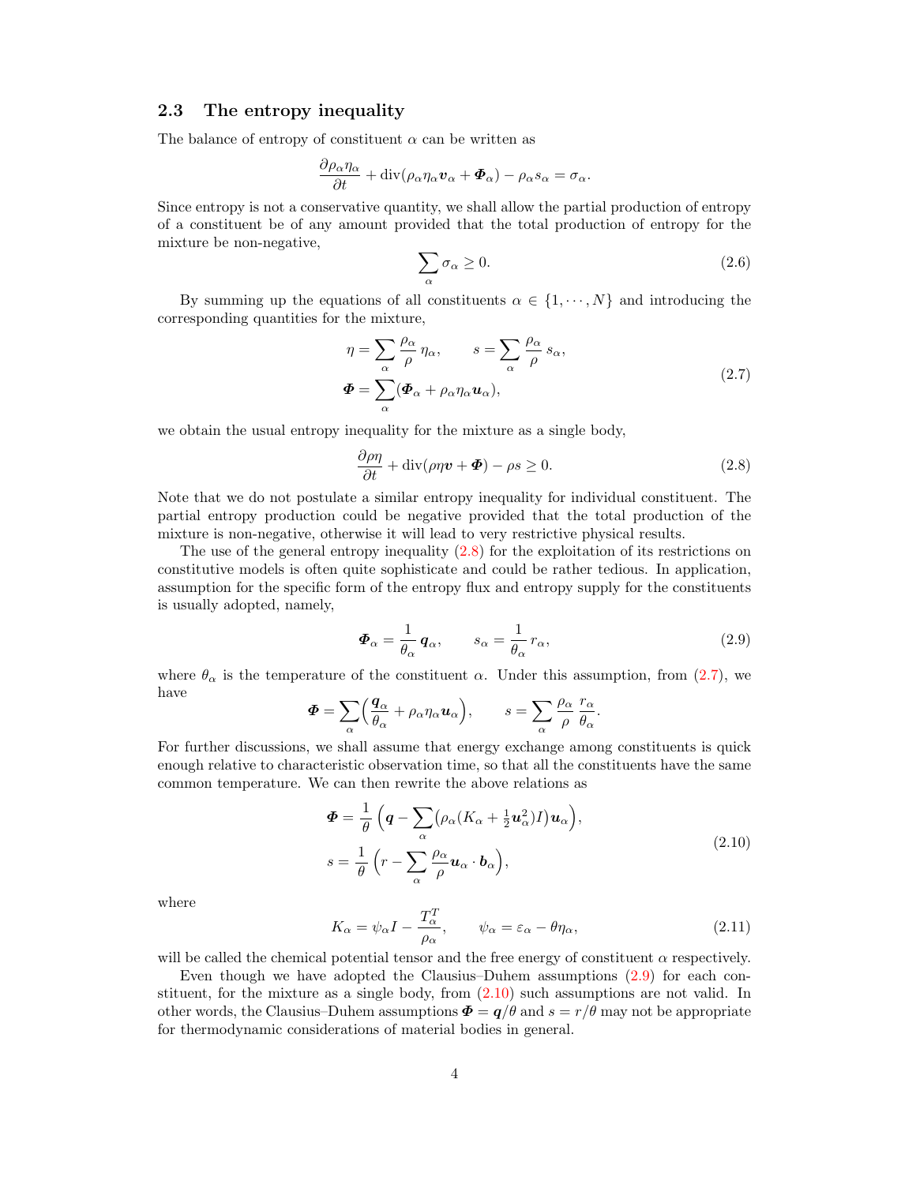## 2.3 The entropy inequality

The balance of entropy of constituent $\alpha$ can be written as

$$\frac{\partial \rho_\alpha \eta_\alpha}{\partial t} + \operatorname{div}(\rho_\alpha \eta_\alpha \boldsymbol{v}_\alpha + \boldsymbol{\Phi}_\alpha) - \rho_\alpha s_\alpha = \sigma_\alpha.$$

Since entropy is not a conservative quantity, we shall allow the partial production of entropy of a constituent be of any amount provided that the total production of entropy for the mixture be non-negative,

$$\sum_\alpha \sigma_\alpha \geq 0. \tag{2.6}$$

By summing up the equations of all constituents $\alpha \in \{1, \cdots, N\}$ and introducing the corresponding quantities for the mixture,

$$\begin{aligned} \eta &= \sum_\alpha \frac{\rho_\alpha}{\rho}\, \eta_\alpha, \qquad s = \sum_\alpha \frac{\rho_\alpha}{\rho}\, s_\alpha, \\ \boldsymbol{\Phi} &= \sum_\alpha (\boldsymbol{\Phi}_\alpha + \rho_\alpha \eta_\alpha \boldsymbol{u}_\alpha), \end{aligned} \tag{2.7}$$

we obtain the usual entropy inequality for the mixture as a single body,

$$\frac{\partial \rho \eta}{\partial t} + \operatorname{div}(\rho \eta \boldsymbol{v} + \boldsymbol{\Phi}) - \rho s \geq 0. \tag{2.8}$$

Note that we do not postulate a similar entropy inequality for individual constituent. The partial entropy production could be negative provided that the total production of the mixture is non-negative, otherwise it will lead to very restrictive physical results.

The use of the general entropy inequality (2.8) for the exploitation of its restrictions on constitutive models is often quite sophisticate and could be rather tedious. In application, assumption for the specific form of the entropy flux and entropy supply for the constituents is usually adopted, namely,

$$\boldsymbol{\Phi}_\alpha = \frac{1}{\theta_\alpha}\, \boldsymbol{q}_\alpha, \qquad s_\alpha = \frac{1}{\theta_\alpha}\, r_\alpha, \tag{2.9}$$

where $\theta_\alpha$ is the temperature of the constituent $\alpha$. Under this assumption, from (2.7), we have

$$\boldsymbol{\Phi} = \sum_\alpha \Big( \frac{\boldsymbol{q}_\alpha}{\theta_\alpha} + \rho_\alpha \eta_\alpha \boldsymbol{u}_\alpha \Big), \qquad s = \sum_\alpha \frac{\rho_\alpha}{\rho}\, \frac{r_\alpha}{\theta_\alpha}.$$

For further discussions, we shall assume that energy exchange among constituents is quick enough relative to characteristic observation time, so that all the constituents have the same common temperature. We can then rewrite the above relations as

$$\begin{aligned} \boldsymbol{\Phi} &= \frac{1}{\theta} \Big( \boldsymbol{q} - \sum_\alpha \big( \rho_\alpha (K_\alpha + \tfrac{1}{2} \boldsymbol{u}_\alpha^2) I \big) \boldsymbol{u}_\alpha \Big), \\ s &= \frac{1}{\theta} \Big( r - \sum_\alpha \frac{\rho_\alpha}{\rho} \boldsymbol{u}_\alpha \cdot \boldsymbol{b}_\alpha \Big), \end{aligned} \tag{2.10}$$

where

$$K_\alpha = \psi_\alpha I - \frac{T_\alpha^T}{\rho_\alpha}, \qquad \psi_\alpha = \varepsilon_\alpha - \theta \eta_\alpha, \tag{2.11}$$

will be called the chemical potential tensor and the free energy of constituent $\alpha$ respectively.

Even though we have adopted the Clausius–Duhem assumptions (2.9) for each constituent, for the mixture as a single body, from (2.10) such assumptions are not valid. In other words, the Clausius–Duhem assumptions $\boldsymbol{\Phi} = \boldsymbol{q}/\theta$ and $s = r/\theta$ may not be appropriate for thermodynamic considerations of material bodies in general.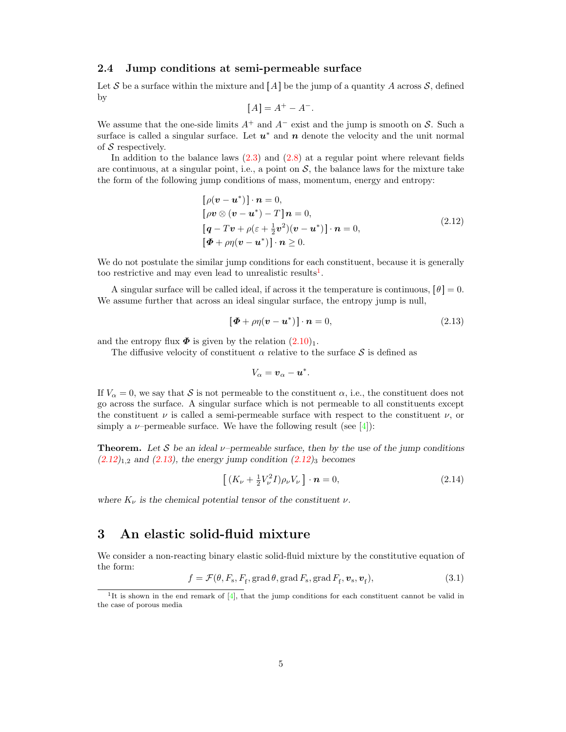### 2.4 Jump conditions at semi-permeable surface

Let $\mathcal{S}$ be a surface within the mixture and $[\![A]\!]$ be the jump of a quantity $A$ across $\mathcal{S}$, defined by

$$[\![A]\!] = A^+ - A^-.$$

We assume that the one-side limits $A^+$ and $A^-$ exist and the jump is smooth on $\mathcal{S}$. Such a surface is called a singular surface. Let $\boldsymbol{u}^*$ and $\boldsymbol{n}$ denote the velocity and the unit normal of $\mathcal{S}$ respectively.

In addition to the balance laws (2.3) and (2.8) at a regular point where relevant fields are continuous, at a singular point, i.e., a point on $\mathcal{S}$, the balance laws for the mixture take the form of the following jump conditions of mass, momentum, energy and entropy:

$$\begin{aligned}
&[\![\rho(\boldsymbol{v} - \boldsymbol{u}^*)]\!] \cdot \boldsymbol{n} = 0, \\
&[\![\rho \boldsymbol{v} \otimes (\boldsymbol{v} - \boldsymbol{u}^*) - T]\!] \boldsymbol{n} = 0, \\
&[\![\boldsymbol{q} - T\boldsymbol{v} + \rho(\varepsilon + \tfrac{1}{2}\boldsymbol{v}^2)(\boldsymbol{v} - \boldsymbol{u}^*)]\!] \cdot \boldsymbol{n} = 0, \\
&[\![\boldsymbol{\Phi} + \rho\eta(\boldsymbol{v} - \boldsymbol{u}^*)]\!] \cdot \boldsymbol{n} \geq 0.
\end{aligned} \tag{2.12}$$

We do not postulate the similar jump conditions for each constituent, because it is generally too restrictive and may even lead to unrealistic results[1].

A singular surface will be called ideal, if across it the temperature is continuous, $[\![\theta]\!] = 0$. We assume further that across an ideal singular surface, the entropy jump is null,

$$[\![\boldsymbol{\Phi} + \rho\eta(\boldsymbol{v} - \boldsymbol{u}^*)]\!] \cdot \boldsymbol{n} = 0, \tag{2.13}$$

and the entropy flux $\boldsymbol{\Phi}$ is given by the relation $(2.10)_1$.

The diffusive velocity of constituent $\alpha$ relative to the surface $\mathcal{S}$ is defined as

$$V_\alpha = \boldsymbol{v}_\alpha - \boldsymbol{u}^*.$$

If $V_\alpha = 0$, we say that $\mathcal{S}$ is not permeable to the constituent $\alpha$, i.e., the constituent does not go across the surface. A singular surface which is not permeable to all constituents except the constituent $\nu$ is called a semi-permeable surface with respect to the constituent $\nu$, or simply a $\nu$–permeable surface. We have the following result (see [4]):

**Theorem.** *Let $\mathcal{S}$ be an ideal $\nu$–permeable surface, then by the use of the jump conditions $(2.12)_{1,2}$ and $(2.13)$, the energy jump condition $(2.12)_3$ becomes*

$$[\![\,(K_\nu + \tfrac{1}{2}V_\nu^2 I)\rho_\nu V_\nu\,]\!] \cdot \boldsymbol{n} = 0, \tag{2.14}$$

*where $K_\nu$ is the chemical potential tensor of the constituent $\nu$.*

## 3 An elastic solid-fluid mixture

We consider a non-reacting binary elastic solid-fluid mixture by the constitutive equation of the form:

$$f = \mathcal{F}(\theta, F_{\rm s}, F_{\rm f}, \operatorname{grad}\theta, \operatorname{grad}F_{\rm s}, \operatorname{grad}F_{\rm f}, \boldsymbol{v}_{\rm s}, \boldsymbol{v}_{\rm f}), \tag{3.1}$$

[1] It is shown in the end remark of [4], that the jump conditions for each constituent cannot be valid in the case of porous media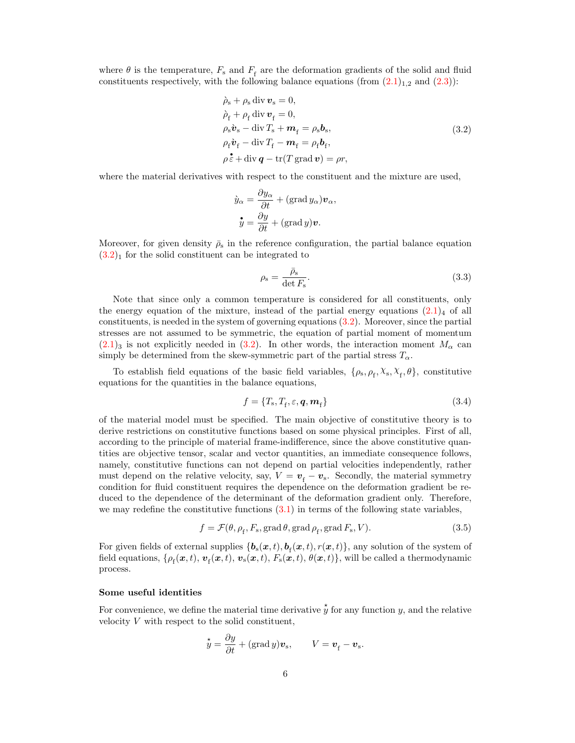where $\theta$ is the temperature, $F_{\rm s}$ and $F_{\rm f}$ are the deformation gradients of the solid and fluid constituents respectively, with the following balance equations (from (2.1)$_{1,2}$ and (2.3)):

$$
\begin{aligned}
&\acute{\rho}_{\rm s} + \rho_{\rm s}\,\mathrm{div}\,\boldsymbol{v}_{\rm s} = 0,\\
&\acute{\rho}_{\rm f} + \rho_{\rm f}\,\mathrm{div}\,\boldsymbol{v}_{\rm f} = 0,\\
&\rho_{\rm s}\acute{\boldsymbol{v}}_{\rm s} - \mathrm{div}\,T_{\rm s} + \boldsymbol{m}_{\rm f} = \rho_{\rm s}\boldsymbol{b}_{\rm s},\\
&\rho_{\rm f}\acute{\boldsymbol{v}}_{\rm f} - \mathrm{div}\,T_{\rm f} - \boldsymbol{m}_{\rm f} = \rho_{\rm f}\boldsymbol{b}_{\rm f},\\
&\rho\,\dot{\varepsilon} + \mathrm{div}\,\boldsymbol{q} - \mathrm{tr}(T\,\mathrm{grad}\,\boldsymbol{v}) = \rho r,
\end{aligned}
\tag{3.2}
$$

where the material derivatives with respect to the constituent and the mixture are used,

$$
\begin{aligned}
\acute{y}_\alpha &= \frac{\partial y_\alpha}{\partial t} + (\mathrm{grad}\,y_\alpha)\boldsymbol{v}_\alpha,\\
\dot{y} &= \frac{\partial y}{\partial t} + (\mathrm{grad}\,y)\boldsymbol{v}.
\end{aligned}
$$

Moreover, for given density $\bar{\rho}_{\rm s}$ in the reference configuration, the partial balance equation (3.2)$_1$ for the solid constituent can be integrated to

$$
\rho_{\rm s} = \frac{\bar{\rho}_{\rm s}}{\det F_{\rm s}}.
\tag{3.3}
$$

Note that since only a common temperature is considered for all constituents, only the energy equation of the mixture, instead of the partial energy equations (2.1)$_4$ of all constituents, is needed in the system of governing equations (3.2). Moreover, since the partial stresses are not assumed to be symmetric, the equation of partial moment of momentum (2.1)$_3$ is not explicitly needed in (3.2). In other words, the interaction moment $M_\alpha$ can simply be determined from the skew-symmetric part of the partial stress $T_\alpha$.

To establish field equations of the basic field variables, $\{\rho_{\rm s}, \rho_{\rm f}, \chi_{\rm s}, \chi_{\rm f}, \theta\}$, constitutive equations for the quantities in the balance equations,

$$
f = \{T_{\rm s}, T_{\rm f}, \varepsilon, \boldsymbol{q}, \boldsymbol{m}_{\rm f}\}
\tag{3.4}
$$

of the material model must be specified. The main objective of constitutive theory is to derive restrictions on constitutive functions based on some physical principles. First of all, according to the principle of material frame-indifference, since the above constitutive quantities are objective tensor, scalar and vector quantities, an immediate consequence follows, namely, constitutive functions can not depend on partial velocities independently, rather must depend on the relative velocity, say, $V = \boldsymbol{v}_{\rm f} - \boldsymbol{v}_{\rm s}$. Secondly, the material symmetry condition for fluid constituent requires the dependence on the deformation gradient be reduced to the dependence of the determinant of the deformation gradient only. Therefore, we may redefine the constitutive functions (3.1) in terms of the following state variables,

$$
f = \mathcal{F}(\theta, \rho_{\rm f}, F_{\rm s}, \mathrm{grad}\,\theta, \mathrm{grad}\,\rho_{\rm f}, \mathrm{grad}\,F_{\rm s}, V).
\tag{3.5}
$$

For given fields of external supplies $\{\boldsymbol{b}_{\rm s}(\boldsymbol{x},t), \boldsymbol{b}_{\rm f}(\boldsymbol{x},t), r(\boldsymbol{x},t)\}$, any solution of the system of field equations, $\{\rho_{\rm f}(\boldsymbol{x},t),\, \boldsymbol{v}_{\rm f}(\boldsymbol{x},t),\, \boldsymbol{v}_{\rm s}(\boldsymbol{x},t),\, F_{\rm s}(\boldsymbol{x},t),\, \theta(\boldsymbol{x},t)\}$, will be called a thermodynamic process.

**Some useful identities**

For convenience, we define the material time derivative $\overset{\star}{y}$ for any function $y$, and the relative velocity $V$ with respect to the solid constituent,

$$
\overset{\star}{y} = \frac{\partial y}{\partial t} + (\mathrm{grad}\,y)\boldsymbol{v}_{\rm s}, \qquad V = \boldsymbol{v}_{\rm f} - \boldsymbol{v}_{\rm s}.
$$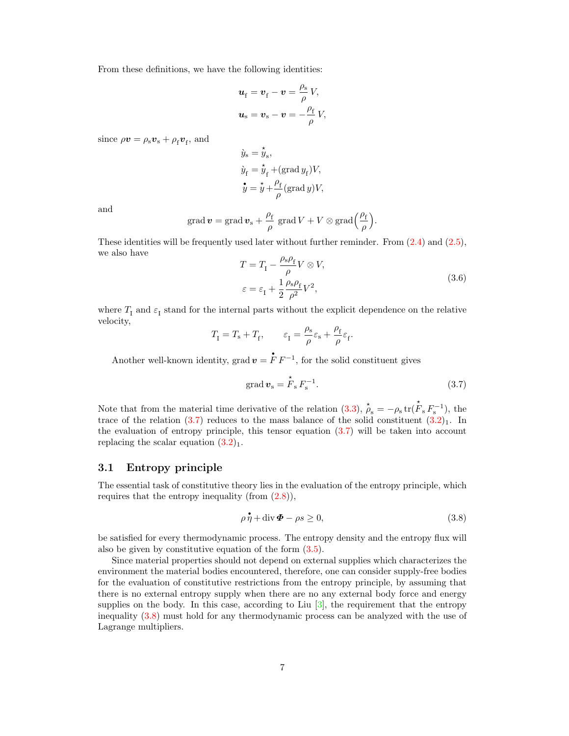From these definitions, we have the following identities:

$$
\boldsymbol{u}_{\mathrm{f}} = \boldsymbol{v}_{\mathrm{f}} - \boldsymbol{v} = \frac{\rho_{\mathrm{s}}}{\rho}\, V,
$$

$$
\boldsymbol{u}_{\mathrm{s}} = \boldsymbol{v}_{\mathrm{s}} - \boldsymbol{v} = -\frac{\rho_{\mathrm{f}}}{\rho}\, V,
$$

since $\rho \boldsymbol{v} = \rho_{\mathrm{s}} \boldsymbol{v}_{\mathrm{s}} + \rho_{\mathrm{f}} \boldsymbol{v}_{\mathrm{f}}$, and

$$
\begin{aligned}
\acute{y}_{\mathrm{s}} &= \overset{\star}{y}_{\mathrm{s}}, \\
\grave{y}_{\mathrm{f}} &= \overset{\star}{y}_{\mathrm{f}} + (\operatorname{grad} y_{\mathrm{f}}) V, \\
\overset{\bullet}{y} &= \overset{\star}{y} + \frac{\rho_{\mathrm{f}}}{\rho} (\operatorname{grad} y) V,
\end{aligned}
$$

and

$$
\operatorname{grad} \boldsymbol{v} = \operatorname{grad} \boldsymbol{v}_{\mathrm{s}} + \frac{\rho_{\mathrm{f}}}{\rho}\, \operatorname{grad} V + V \otimes \operatorname{grad}\Big(\frac{\rho_{\mathrm{f}}}{\rho}\Big).
$$

These identities will be frequently used later without further reminder. From (2.4) and (2.5), we also have

$$
\begin{aligned}
T &= T_{\mathrm{I}} - \frac{\rho_{\mathrm{s}} \rho_{\mathrm{f}}}{\rho} V \otimes V, \\
\varepsilon &= \varepsilon_{\mathrm{I}} + \frac{1}{2} \frac{\rho_{\mathrm{s}} \rho_{\mathrm{f}}}{\rho^2} V^2,
\end{aligned}
\tag{3.6}
$$

where $T_{\mathrm{I}}$ and $\varepsilon_{\mathrm{I}}$ stand for the internal parts without the explicit dependence on the relative velocity,

$$
T_{\mathrm{I}} = T_{\mathrm{s}} + T_{\mathrm{f}}, \qquad \varepsilon_{\mathrm{I}} = \frac{\rho_{\mathrm{s}}}{\rho} \varepsilon_{\mathrm{s}} + \frac{\rho_{\mathrm{f}}}{\rho} \varepsilon_{\mathrm{f}}.
$$

Another well-known identity, $\operatorname{grad} \boldsymbol{v} = \overset{\bullet}{F} F^{-1}$, for the solid constituent gives

$$
\operatorname{grad} \boldsymbol{v}_{\mathrm{s}} = \overset{\star}{F}_{\mathrm{s}} F_{\mathrm{s}}^{-1}. \tag{3.7}
$$

Note that from the material time derivative of the relation (3.3), $\overset{\star}{\rho}_{\mathrm{s}} = -\rho_{\mathrm{s}} \operatorname{tr}(\overset{\star}{F}_{\mathrm{s}} F_{\mathrm{s}}^{-1})$, the trace of the relation (3.7) reduces to the mass balance of the solid constituent $(3.2)_1$. In the evaluation of entropy principle, this tensor equation (3.7) will be taken into account replacing the scalar equation $(3.2)_1$.

## 3.1 Entropy principle

The essential task of constitutive theory lies in the evaluation of the entropy principle, which requires that the entropy inequality (from (2.8)),

$$
\rho \overset{\bullet}{\eta} + \operatorname{div} \boldsymbol{\Phi} - \rho s \geq 0, \tag{3.8}
$$

be satisfied for every thermodynamic process. The entropy density and the entropy flux will also be given by constitutive equation of the form (3.5).

Since material properties should not depend on external supplies which characterizes the environment the material bodies encountered, therefore, one can consider supply-free bodies for the evaluation of constitutive restrictions from the entropy principle, by assuming that there is no external entropy supply when there are no any external body force and energy supplies on the body. In this case, according to Liu [3], the requirement that the entropy inequality (3.8) must hold for any thermodynamic process can be analyzed with the use of Lagrange multipliers.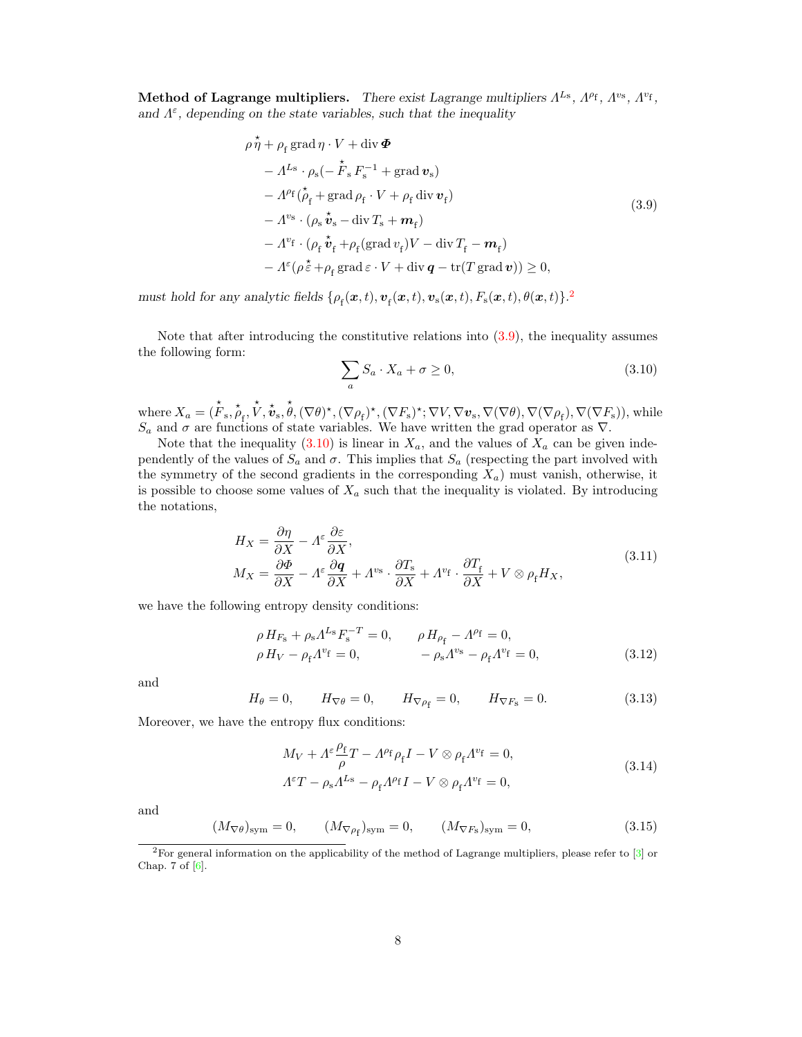**Method of Lagrange multipliers.** *There exist Lagrange multipliers $\Lambda^{L\mathrm{s}}$, $\Lambda^{\rho\mathrm{f}}$, $\Lambda^{v\mathrm{s}}$, $\Lambda^{v\mathrm{f}}$, and $\Lambda^{\varepsilon}$, depending on the state variables, such that the inequality*

$$
\begin{aligned}
&\rho \overset{\star}{\eta} + \rho_{\mathrm{f}} \operatorname{grad} \eta \cdot V + \operatorname{div} \boldsymbol{\Phi} \\
&\quad - \Lambda^{L\mathrm{s}} \cdot \rho_{\mathrm{s}} (-\overset{\star}{F}_{\mathrm{s}} F_{\mathrm{s}}^{-1} + \operatorname{grad} \boldsymbol{v}_{\mathrm{s}}) \\
&\quad - \Lambda^{\rho\mathrm{f}} (\overset{\star}{\rho}_{\mathrm{f}} + \operatorname{grad} \rho_{\mathrm{f}} \cdot V + \rho_{\mathrm{f}} \operatorname{div} \boldsymbol{v}_{\mathrm{f}}) \\
&\quad - \Lambda^{v\mathrm{s}} \cdot (\rho_{\mathrm{s}} \overset{\star}{\boldsymbol{v}}_{\mathrm{s}} - \operatorname{div} T_{\mathrm{s}} + \boldsymbol{m}_{\mathrm{f}}) \\
&\quad - \Lambda^{v\mathrm{f}} \cdot (\rho_{\mathrm{f}} \overset{\star}{\boldsymbol{v}}_{\mathrm{f}} + \rho_{\mathrm{f}} (\operatorname{grad} v_{\mathrm{f}}) V - \operatorname{div} T_{\mathrm{f}} - \boldsymbol{m}_{\mathrm{f}}) \\
&\quad - \Lambda^{\varepsilon} (\rho \overset{\star}{\varepsilon} + \rho_{\mathrm{f}} \operatorname{grad} \varepsilon \cdot V + \operatorname{div} \boldsymbol{q} - \operatorname{tr}(T \operatorname{grad} \boldsymbol{v})) \geq 0,
\end{aligned}
\tag{3.9}
$$

*must hold for any analytic fields $\{\rho_{\mathrm{f}}(\boldsymbol{x},t), \boldsymbol{v}_{\mathrm{f}}(\boldsymbol{x},t), \boldsymbol{v}_{\mathrm{s}}(\boldsymbol{x},t), F_{\mathrm{s}}(\boldsymbol{x},t), \theta(\boldsymbol{x},t)\}$.*[2]

Note that after introducing the constitutive relations into (3.9), the inequality assumes the following form:

$$
\sum_a S_a \cdot X_a + \sigma \geq 0, \tag{3.10}
$$

where $X_a = (\overset{\star}{F}_{\mathrm{s}}, \overset{\star}{\rho}_{\mathrm{f}}, \overset{\star}{V}, \overset{\star}{\boldsymbol{v}}_{\mathrm{s}}, \overset{\star}{\theta}, (\nabla\theta)^{\star}, (\nabla\rho_{\mathrm{f}})^{\star}, (\nabla F_{\mathrm{s}})^{\star}; \nabla V, \nabla \boldsymbol{v}_{\mathrm{s}}, \nabla(\nabla\theta), \nabla(\nabla\rho_{\mathrm{f}}), \nabla(\nabla F_{\mathrm{s}}))$, while $S_a$ and $\sigma$ are functions of state variables. We have written the grad operator as $\nabla$.

Note that the inequality (3.10) is linear in $X_a$, and the values of $X_a$ can be given independently of the values of $S_a$ and $\sigma$. This implies that $S_a$ (respecting the part involved with the symmetry of the second gradients in the corresponding $X_a$) must vanish, otherwise, it is possible to choose some values of $X_a$ such that the inequality is violated. By introducing the notations,

$$
\begin{aligned}
H_X &= \frac{\partial \eta}{\partial X} - \Lambda^{\varepsilon} \frac{\partial \varepsilon}{\partial X}, \\
M_X &= \frac{\partial \Phi}{\partial X} - \Lambda^{\varepsilon} \frac{\partial \boldsymbol{q}}{\partial X} + \Lambda^{v\mathrm{s}} \cdot \frac{\partial T_{\mathrm{s}}}{\partial X} + \Lambda^{v\mathrm{f}} \cdot \frac{\partial T_{\mathrm{f}}}{\partial X} + V \otimes \rho_{\mathrm{f}} H_X,
\end{aligned}
\tag{3.11}
$$

we have the following entropy density conditions:

$$
\begin{aligned}
&\rho\, H_{F_{\mathrm{s}}} + \rho_{\mathrm{s}} \Lambda^{L\mathrm{s}} F_{\mathrm{s}}^{-T} = 0, \qquad && \rho\, H_{\rho_{\mathrm{f}}} - \Lambda^{\rho\mathrm{f}} = 0, \\
&\rho\, H_V - \rho_{\mathrm{f}} \Lambda^{v\mathrm{f}} = 0, && -\rho_{\mathrm{s}} \Lambda^{v\mathrm{s}} - \rho_{\mathrm{f}} \Lambda^{v\mathrm{f}} = 0,
\end{aligned}
\tag{3.12}
$$

and

$$
H_{\theta} = 0, \qquad H_{\nabla\theta} = 0, \qquad H_{\nabla\rho_{\mathrm{f}}} = 0, \qquad H_{\nabla F_{\mathrm{s}}} = 0. \tag{3.13}
$$

Moreover, we have the entropy flux conditions:

$$
\begin{aligned}
&M_V + \Lambda^{\varepsilon} \frac{\rho_{\mathrm{f}}}{\rho} T - \Lambda^{\rho\mathrm{f}} \rho_{\mathrm{f}} I - V \otimes \rho_{\mathrm{f}} \Lambda^{v\mathrm{f}} = 0, \\
&\Lambda^{\varepsilon} T - \rho_{\mathrm{s}} \Lambda^{L\mathrm{s}} - \rho_{\mathrm{f}} \Lambda^{\rho\mathrm{f}} I - V \otimes \rho_{\mathrm{f}} \Lambda^{v\mathrm{f}} = 0,
\end{aligned}
\tag{3.14}
$$

and

$$
(M_{\nabla\theta})_{\mathrm{sym}} = 0, \qquad (M_{\nabla\rho_{\mathrm{f}}})_{\mathrm{sym}} = 0, \qquad (M_{\nabla F_{\mathrm{s}}})_{\mathrm{sym}} = 0, \tag{3.15}
$$

---

[2] For general information on the applicability of the method of Lagrange multipliers, please refer to [3] or Chap. 7 of [6].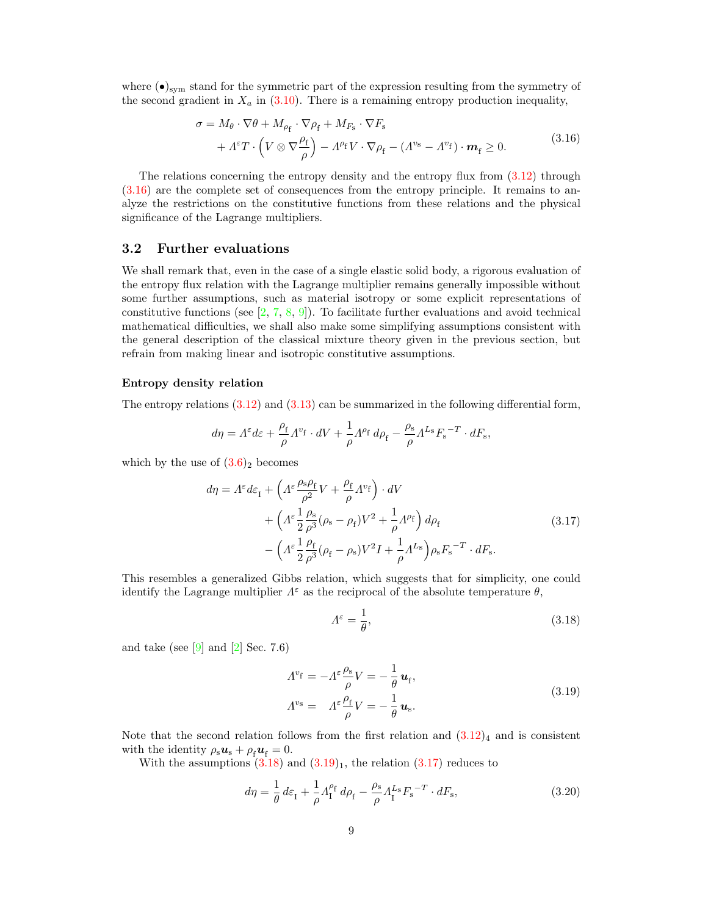where $(\bullet)_{\rm sym}$ stand for the symmetric part of the expression resulting from the symmetry of the second gradient in $X_a$ in (3.10). There is a remaining entropy production inequality,

$$
\begin{aligned}
\sigma = M_\theta \cdot \nabla\theta + M_{\rho_{\rm f}} \cdot \nabla\rho_{\rm f} + M_{F_{\rm s}} \cdot \nabla F_{\rm s} \\
+ \Lambda^\varepsilon T \cdot \Big( V \otimes \nabla \frac{\rho_{\rm f}}{\rho} \Big) - \Lambda^{\rho_{\rm f}} V \cdot \nabla\rho_{\rm f} - (\Lambda^{v_{\rm s}} - \Lambda^{v_{\rm f}}) \cdot \boldsymbol{m}_{\rm f} \geq 0.
\end{aligned}
\tag{3.16}
$$

The relations concerning the entropy density and the entropy flux from (3.12) through (3.16) are the complete set of consequences from the entropy principle. It remains to analyze the restrictions on the constitutive functions from these relations and the physical significance of the Lagrange multipliers.

## 3.2 Further evaluations

We shall remark that, even in the case of a single elastic solid body, a rigorous evaluation of the entropy flux relation with the Lagrange multiplier remains generally impossible without some further assumptions, such as material isotropy or some explicit representations of constitutive functions (see [2, 7, 8, 9]). To facilitate further evaluations and avoid technical mathematical difficulties, we shall also make some simplifying assumptions consistent with the general description of the classical mixture theory given in the previous section, but refrain from making linear and isotropic constitutive assumptions.

**Entropy density relation**

The entropy relations (3.12) and (3.13) can be summarized in the following differential form,

$$
d\eta = \Lambda^\varepsilon d\varepsilon + \frac{\rho_{\rm f}}{\rho} \Lambda^{v_{\rm f}} \cdot dV + \frac{1}{\rho} \Lambda^{\rho_{\rm f}}\, d\rho_{\rm f} - \frac{\rho_{\rm s}}{\rho} \Lambda^{L_{\rm s}} {F_{\rm s}}^{-T} \cdot dF_{\rm s},
$$

which by the use of $(3.6)_2$ becomes

$$
\begin{aligned}
d\eta = \Lambda^\varepsilon d\varepsilon_{\rm I} &+ \Big( \Lambda^\varepsilon \frac{\rho_{\rm s}\rho_{\rm f}}{\rho^2} V + \frac{\rho_{\rm f}}{\rho} \Lambda^{v_{\rm f}} \Big) \cdot dV \\
&+ \Big( \Lambda^\varepsilon \frac{1}{2} \frac{\rho_{\rm s}}{\rho^3} (\rho_{\rm s} - \rho_{\rm f}) V^2 + \frac{1}{\rho} \Lambda^{\rho_{\rm f}} \Big)\, d\rho_{\rm f} \\
&- \Big( \Lambda^\varepsilon \frac{1}{2} \frac{\rho_{\rm f}}{\rho^3} (\rho_{\rm f} - \rho_{\rm s}) V^2 I + \frac{1}{\rho} \Lambda^{L_{\rm s}} \Big) \rho_{\rm s} {F_{\rm s}}^{-T} \cdot dF_{\rm s}.
\end{aligned}
\tag{3.17}
$$

This resembles a generalized Gibbs relation, which suggests that for simplicity, one could identify the Lagrange multiplier $\Lambda^\varepsilon$ as the reciprocal of the absolute temperature $\theta$,

$$
\Lambda^\varepsilon = \frac{1}{\theta},
\tag{3.18}
$$

and take (see [9] and [2] Sec. 7.6)

$$
\begin{aligned}
\Lambda^{v_{\rm f}} &= -\Lambda^\varepsilon \frac{\rho_{\rm s}}{\rho} V = -\frac{1}{\theta}\, \boldsymbol{u}_{\rm f}, \\
\Lambda^{v_{\rm s}} &= \quad \Lambda^\varepsilon \frac{\rho_{\rm f}}{\rho} V = -\frac{1}{\theta}\, \boldsymbol{u}_{\rm s}.
\end{aligned}
\tag{3.19}
$$

Note that the second relation follows from the first relation and $(3.12)_4$ and is consistent with the identity $\rho_{\rm s}\boldsymbol{u}_{\rm s} + \rho_{\rm f}\boldsymbol{u}_{\rm f} = 0$.

With the assumptions (3.18) and $(3.19)_1$, the relation (3.17) reduces to

$$
d\eta = \frac{1}{\theta}\, d\varepsilon_{\rm I} + \frac{1}{\rho} \Lambda_{\rm I}^{\rho_{\rm f}}\, d\rho_{\rm f} - \frac{\rho_{\rm s}}{\rho} \Lambda_{\rm I}^{L_{\rm s}} {F_{\rm s}}^{-T} \cdot dF_{\rm s},
\tag{3.20}
$$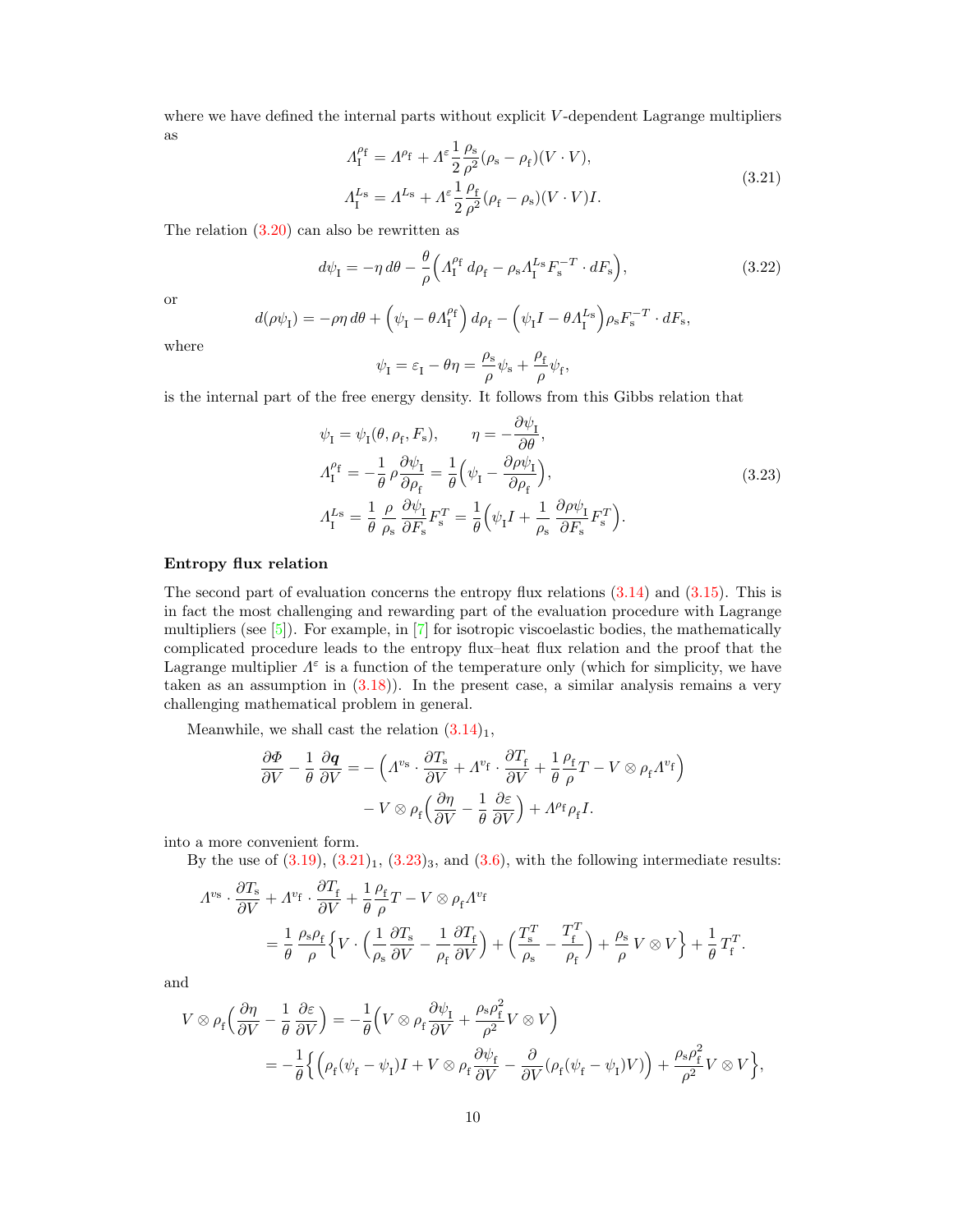where we have defined the internal parts without explicit $V$-dependent Lagrange multipliers as

$$
\begin{aligned}
\Lambda_{\mathrm{I}}^{\rho_{\mathrm{f}}} &= \Lambda^{\rho_{\mathrm{f}}} + \Lambda^{\varepsilon}\frac{1}{2}\frac{\rho_{\mathrm{s}}}{\rho^2}(\rho_{\mathrm{s}}-\rho_{\mathrm{f}})(V\cdot V),\\
\Lambda_{\mathrm{I}}^{L_{\mathrm{s}}} &= \Lambda^{L_{\mathrm{s}}} + \Lambda^{\varepsilon}\frac{1}{2}\frac{\rho_{\mathrm{f}}}{\rho^2}(\rho_{\mathrm{f}}-\rho_{\mathrm{s}})(V\cdot V)I.
\end{aligned}
\tag{3.21}
$$

The relation (3.20) can also be rewritten as

$$
d\psi_{\mathrm{I}} = -\eta\,d\theta - \frac{\theta}{\rho}\Big(\Lambda_{\mathrm{I}}^{\rho_{\mathrm{f}}}\,d\rho_{\mathrm{f}} - \rho_{\mathrm{s}}\Lambda_{\mathrm{I}}^{L_{\mathrm{s}}}F_{\mathrm{s}}^{-T}\cdot dF_{\mathrm{s}}\Big),
\tag{3.22}
$$

or

$$
d(\rho\psi_{\mathrm{I}}) = -\rho\eta\,d\theta + \Big(\psi_{\mathrm{I}} - \theta\Lambda_{\mathrm{I}}^{\rho_{\mathrm{f}}}\Big)\,d\rho_{\mathrm{f}} - \Big(\psi_{\mathrm{I}}I - \theta\Lambda_{\mathrm{I}}^{L_{\mathrm{s}}}\Big)\rho_{\mathrm{s}}F_{\mathrm{s}}^{-T}\cdot dF_{\mathrm{s}},
$$

where

$$
\psi_{\mathrm{I}} = \varepsilon_{\mathrm{I}} - \theta\eta = \frac{\rho_{\mathrm{s}}}{\rho}\psi_{\mathrm{s}} + \frac{\rho_{\mathrm{f}}}{\rho}\psi_{\mathrm{f}},
$$

is the internal part of the free energy density. It follows from this Gibbs relation that

$$
\begin{aligned}
&\psi_{\mathrm{I}} = \psi_{\mathrm{I}}(\theta,\rho_{\mathrm{f}},F_{\mathrm{s}}), \qquad \eta = -\frac{\partial\psi_{\mathrm{I}}}{\partial\theta},\\
&\Lambda_{\mathrm{I}}^{\rho_{\mathrm{f}}} = -\frac{1}{\theta}\,\rho\frac{\partial\psi_{\mathrm{I}}}{\partial\rho_{\mathrm{f}}} = \frac{1}{\theta}\Big(\psi_{\mathrm{I}} - \frac{\partial\rho\psi_{\mathrm{I}}}{\partial\rho_{\mathrm{f}}}\Big),\\
&\Lambda_{\mathrm{I}}^{L_{\mathrm{s}}} = \frac{1}{\theta}\,\frac{\rho}{\rho_{\mathrm{s}}}\,\frac{\partial\psi_{\mathrm{I}}}{\partial F_{\mathrm{s}}}F_{\mathrm{s}}^{T} = \frac{1}{\theta}\Big(\psi_{\mathrm{I}}I + \frac{1}{\rho_{\mathrm{s}}}\,\frac{\partial\rho\psi_{\mathrm{I}}}{\partial F_{\mathrm{s}}}F_{\mathrm{s}}^{T}\Big).
\end{aligned}
\tag{3.23}
$$

### Entropy flux relation

The second part of evaluation concerns the entropy flux relations (3.14) and (3.15). This is in fact the most challenging and rewarding part of the evaluation procedure with Lagrange multipliers (see [5]). For example, in [7] for isotropic viscoelastic bodies, the mathematically complicated procedure leads to the entropy flux–heat flux relation and the proof that the Lagrange multiplier $\Lambda^{\varepsilon}$ is a function of the temperature only (which for simplicity, we have taken as an assumption in (3.18)). In the present case, a similar analysis remains a very challenging mathematical problem in general.

Meanwhile, we shall cast the relation $(3.14)_1$,

$$
\begin{aligned}
\frac{\partial\Phi}{\partial V} - \frac{1}{\theta}\,\frac{\partial\boldsymbol{q}}{\partial V} = &-\Big(\Lambda^{v_{\mathrm{s}}}\cdot\frac{\partial T_{\mathrm{s}}}{\partial V} + \Lambda^{v_{\mathrm{f}}}\cdot\frac{\partial T_{\mathrm{f}}}{\partial V} + \frac{1}{\theta}\frac{\rho_{\mathrm{f}}}{\rho}T - V\otimes\rho_{\mathrm{f}}\Lambda^{v_{\mathrm{f}}}\Big)\\
&- V\otimes\rho_{\mathrm{f}}\Big(\frac{\partial\eta}{\partial V} - \frac{1}{\theta}\,\frac{\partial\varepsilon}{\partial V}\Big) + \Lambda^{\rho_{\mathrm{f}}}\rho_{\mathrm{f}}I.
\end{aligned}
$$

into a more convenient form.

By the use of (3.19), $(3.21)_1$, $(3.23)_3$, and (3.6), with the following intermediate results:

$$
\begin{aligned}
&\Lambda^{v_{\mathrm{s}}}\cdot\frac{\partial T_{\mathrm{s}}}{\partial V} + \Lambda^{v_{\mathrm{f}}}\cdot\frac{\partial T_{\mathrm{f}}}{\partial V} + \frac{1}{\theta}\frac{\rho_{\mathrm{f}}}{\rho}T - V\otimes\rho_{\mathrm{f}}\Lambda^{v_{\mathrm{f}}}\\
&\qquad = \frac{1}{\theta}\,\frac{\rho_{\mathrm{s}}\rho_{\mathrm{f}}}{\rho}\Big\{V\cdot\Big(\frac{1}{\rho_{\mathrm{s}}}\frac{\partial T_{\mathrm{s}}}{\partial V} - \frac{1}{\rho_{\mathrm{f}}}\frac{\partial T_{\mathrm{f}}}{\partial V}\Big) + \Big(\frac{T_{\mathrm{s}}^{T}}{\rho_{\mathrm{s}}} - \frac{T_{\mathrm{f}}^{T}}{\rho_{\mathrm{f}}}\Big) + \frac{\rho_{\mathrm{s}}}{\rho}\,V\otimes V\Big\} + \frac{1}{\theta}\,T_{\mathrm{f}}^{T}.
\end{aligned}
$$

and

$$
\begin{aligned}
V\otimes\rho_{\mathrm{f}}\Big(\frac{\partial\eta}{\partial V} - \frac{1}{\theta}\,\frac{\partial\varepsilon}{\partial V}\Big) &= -\frac{1}{\theta}\Big(V\otimes\rho_{\mathrm{f}}\frac{\partial\psi_{\mathrm{I}}}{\partial V} + \frac{\rho_{\mathrm{s}}\rho_{\mathrm{f}}^2}{\rho^2}V\otimes V\Big)\\
&= -\frac{1}{\theta}\Big\{\Big(\rho_{\mathrm{f}}(\psi_{\mathrm{f}}-\psi_{\mathrm{I}})I + V\otimes\rho_{\mathrm{f}}\frac{\partial\psi_{\mathrm{f}}}{\partial V} - \frac{\partial}{\partial V}(\rho_{\mathrm{f}}(\psi_{\mathrm{f}}-\psi_{\mathrm{I}})V)\Big) + \frac{\rho_{\mathrm{s}}\rho_{\mathrm{f}}^2}{\rho^2}V\otimes V\Big\},
\end{aligned}
$$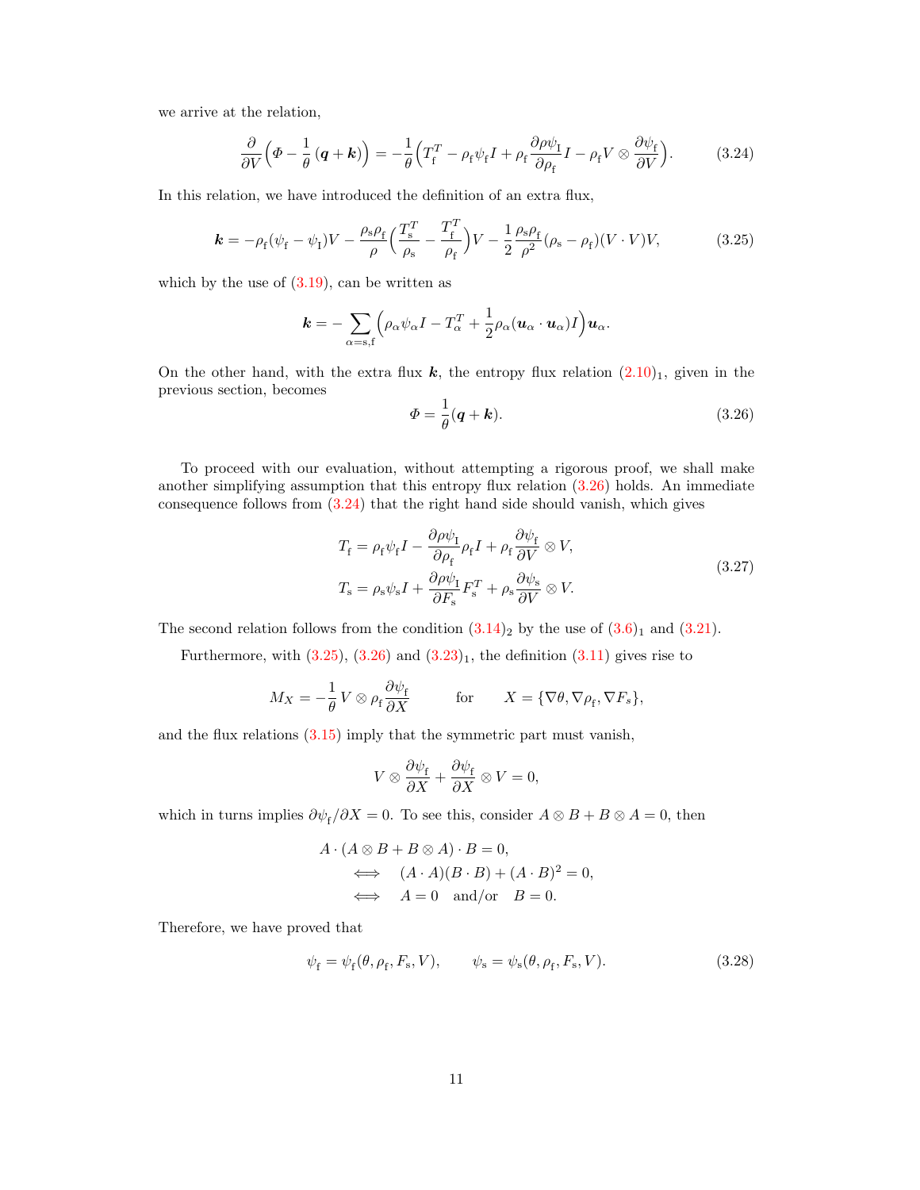we arrive at the relation,

$$\frac{\partial}{\partial V}\Big(\varPhi - \frac{1}{\theta}\,(\boldsymbol{q}+\boldsymbol{k})\Big) = -\frac{1}{\theta}\Big(T_{\mathrm{f}}^T - \rho_{\mathrm{f}}\psi_{\mathrm{f}} I + \rho_{\mathrm{f}}\frac{\partial \rho\psi_{\mathrm{I}}}{\partial \rho_{\mathrm{f}}} I - \rho_{\mathrm{f}} V\otimes\frac{\partial \psi_{\mathrm{f}}}{\partial V}\Big). \tag{3.24}$$

In this relation, we have introduced the definition of an extra flux,

$$\boldsymbol{k} = -\rho_{\mathrm{f}}(\psi_{\mathrm{f}}-\psi_{\mathrm{I}})V - \frac{\rho_{\mathrm{s}}\rho_{\mathrm{f}}}{\rho}\Big(\frac{T_{\mathrm{s}}^T}{\rho_{\mathrm{s}}} - \frac{T_{\mathrm{f}}^T}{\rho_{\mathrm{f}}}\Big)V - \frac{1}{2}\frac{\rho_{\mathrm{s}}\rho_{\mathrm{f}}}{\rho^2}(\rho_{\mathrm{s}}-\rho_{\mathrm{f}})(V\cdot V)V, \tag{3.25}$$

which by the use of (3.19), can be written as

$$\boldsymbol{k} = -\sum_{\alpha=\mathrm{s,f}}\Big(\rho_\alpha\psi_\alpha I - T_\alpha^T + \frac{1}{2}\rho_\alpha(\boldsymbol{u}_\alpha\cdot\boldsymbol{u}_\alpha)I\Big)\boldsymbol{u}_\alpha.$$

On the other hand, with the extra flux $\boldsymbol{k}$, the entropy flux relation $(2.10)_1$, given in the previous section, becomes

$$\varPhi = \frac{1}{\theta}(\boldsymbol{q}+\boldsymbol{k}). \tag{3.26}$$

To proceed with our evaluation, without attempting a rigorous proof, we shall make another simplifying assumption that this entropy flux relation (3.26) holds. An immediate consequence follows from (3.24) that the right hand side should vanish, which gives

$$\begin{aligned}
T_{\mathrm{f}} &= \rho_{\mathrm{f}}\psi_{\mathrm{f}} I - \frac{\partial\rho\psi_{\mathrm{I}}}{\partial\rho_{\mathrm{f}}}\rho_{\mathrm{f}} I + \rho_{\mathrm{f}}\frac{\partial\psi_{\mathrm{f}}}{\partial V}\otimes V,\\
T_{\mathrm{s}} &= \rho_{\mathrm{s}}\psi_{\mathrm{s}} I + \frac{\partial\rho\psi_{\mathrm{I}}}{\partial F_{\mathrm{s}}}F_{\mathrm{s}}^T + \rho_{\mathrm{s}}\frac{\partial\psi_{\mathrm{s}}}{\partial V}\otimes V.
\end{aligned} \tag{3.27}$$

The second relation follows from the condition $(3.14)_2$ by the use of $(3.6)_1$ and (3.21).

Furthermore, with (3.25), (3.26) and $(3.23)_1$, the definition (3.11) gives rise to

$$M_X = -\frac{1}{\theta}\,V\otimes\rho_{\mathrm{f}}\frac{\partial\psi_{\mathrm{f}}}{\partial X} \qquad \text{for} \qquad X = \{\nabla\theta, \nabla\rho_{\mathrm{f}}, \nabla F_s\},$$

and the flux relations (3.15) imply that the symmetric part must vanish,

$$V\otimes\frac{\partial\psi_{\mathrm{f}}}{\partial X} + \frac{\partial\psi_{\mathrm{f}}}{\partial X}\otimes V = 0,$$

which in turns implies $\partial\psi_{\mathrm{f}}/\partial X = 0$. To see this, consider $A\otimes B + B\otimes A = 0$, then

$$\begin{aligned}
&A\cdot(A\otimes B + B\otimes A)\cdot B = 0,\\
&\iff \quad (A\cdot A)(B\cdot B) + (A\cdot B)^2 = 0,\\
&\iff \quad A = 0 \quad \text{and/or} \quad B = 0.
\end{aligned}$$

Therefore, we have proved that

$$\psi_{\mathrm{f}} = \psi_{\mathrm{f}}(\theta, \rho_{\mathrm{f}}, F_{\mathrm{s}}, V), \qquad \psi_{\mathrm{s}} = \psi_{\mathrm{s}}(\theta, \rho_{\mathrm{f}}, F_{\mathrm{s}}, V). \tag{3.28}$$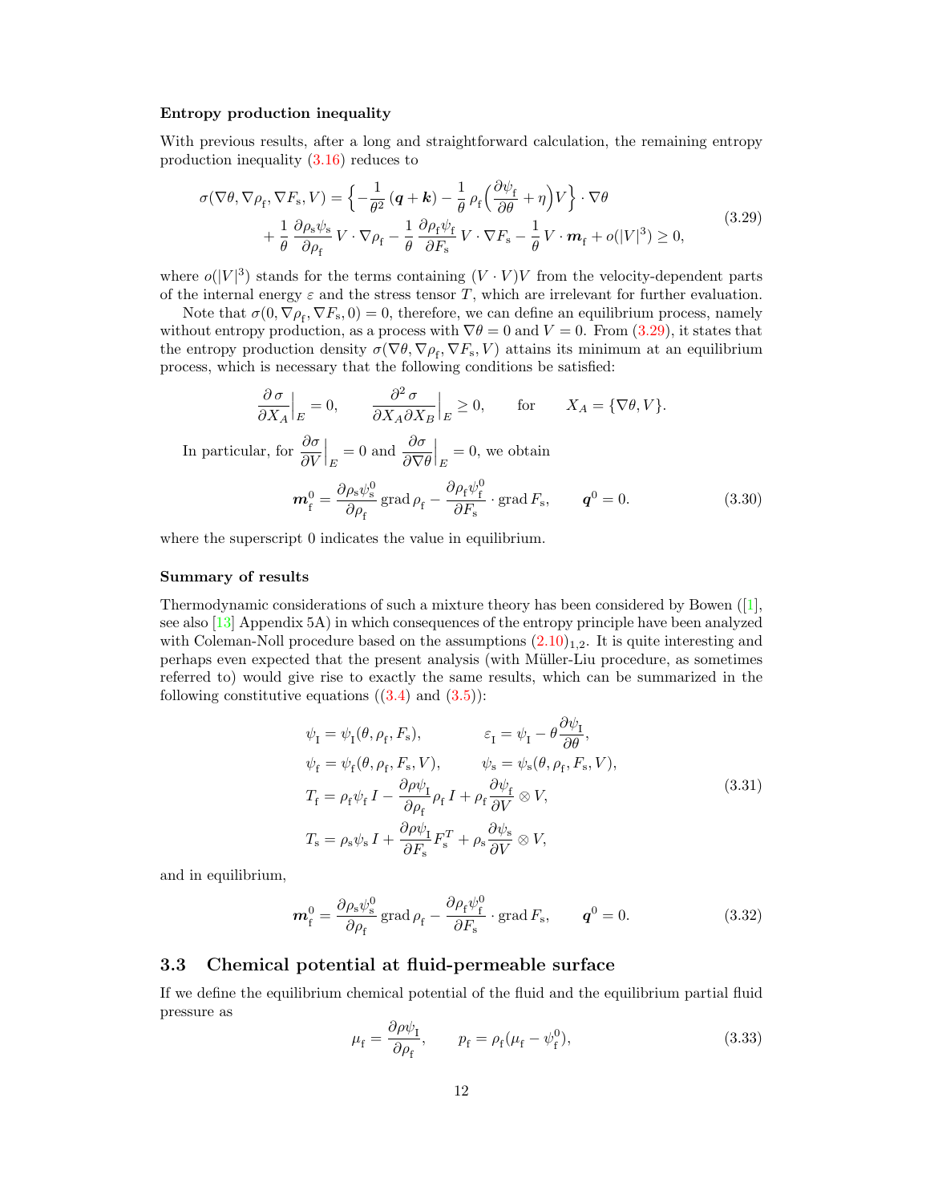**Entropy production inequality**

With previous results, after a long and straightforward calculation, the remaining entropy production inequality (3.16) reduces to

$$
\begin{aligned}
\sigma(\nabla\theta, \nabla\rho_{\mathrm{f}}, \nabla F_{\mathrm{s}}, V) = \Big\{ -\frac{1}{\theta^2}\,(\boldsymbol{q}+\boldsymbol{k}) - \frac{1}{\theta}\,\rho_{\mathrm{f}}\Big(\frac{\partial \psi_{\mathrm{f}}}{\partial\theta} + \eta\Big)V \Big\} \cdot \nabla\theta \\
+ \frac{1}{\theta}\,\frac{\partial \rho_{\mathrm{s}}\psi_{\mathrm{s}}}{\partial\rho_{\mathrm{f}}}\,V\cdot\nabla\rho_{\mathrm{f}} - \frac{1}{\theta}\,\frac{\partial \rho_{\mathrm{f}}\psi_{\mathrm{f}}}{\partial F_{\mathrm{s}}}\,V\cdot\nabla F_{\mathrm{s}} - \frac{1}{\theta}\,V\cdot\boldsymbol{m}_{\mathrm{f}} + o(|V|^3) \geq 0,
\end{aligned}
\tag{3.29}
$$

where $o(|V|^3)$ stands for the terms containing $(V\cdot V)V$ from the velocity-dependent parts of the internal energy $\varepsilon$ and the stress tensor $T$, which are irrelevant for further evaluation.

Note that $\sigma(0, \nabla\rho_{\mathrm{f}}, \nabla F_{\mathrm{s}}, 0) = 0$, therefore, we can define an equilibrium process, namely without entropy production, as a process with $\nabla\theta = 0$ and $V = 0$. From (3.29), it states that the entropy production density $\sigma(\nabla\theta, \nabla\rho_{\mathrm{f}}, \nabla F_{\mathrm{s}}, V)$ attains its minimum at an equilibrium process, which is necessary that the following conditions be satisfied:

$$
\frac{\partial\,\sigma}{\partial X_A}\Big|_E = 0, \qquad \frac{\partial^2\,\sigma}{\partial X_A \partial X_B}\Big|_E \geq 0, \qquad \text{for} \qquad X_A = \{\nabla\theta, V\}.
$$

In particular, for $\dfrac{\partial\sigma}{\partial V}\Big|_E = 0$ and $\dfrac{\partial\sigma}{\partial\nabla\theta}\Big|_E = 0$, we obtain

$$
\boldsymbol{m}_{\mathrm{f}}^0 = \frac{\partial\rho_{\mathrm{s}}\psi_{\mathrm{s}}^0}{\partial\rho_{\mathrm{f}}}\,\mathrm{grad}\,\rho_{\mathrm{f}} - \frac{\partial\rho_{\mathrm{f}}\psi_{\mathrm{f}}^0}{\partial F_{\mathrm{s}}}\cdot\mathrm{grad}\,F_{\mathrm{s}}, \qquad \boldsymbol{q}^0 = 0. \tag{3.30}
$$

where the superscript 0 indicates the value in equilibrium.

**Summary of results**

Thermodynamic considerations of such a mixture theory has been considered by Bowen ([1], see also [13] Appendix 5A) in which consequences of the entropy principle have been analyzed with Coleman-Noll procedure based on the assumptions $(2.10)_{1,2}$. It is quite interesting and perhaps even expected that the present analysis (with Müller-Liu procedure, as sometimes referred to) would give rise to exactly the same results, which can be summarized in the following constitutive equations ((3.4) and (3.5)):

$$
\begin{aligned}
&\psi_{\mathrm{I}} = \psi_{\mathrm{I}}(\theta, \rho_{\mathrm{f}}, F_{\mathrm{s}}), && \varepsilon_{\mathrm{I}} = \psi_{\mathrm{I}} - \theta\frac{\partial\psi_{\mathrm{I}}}{\partial\theta}, \\
&\psi_{\mathrm{f}} = \psi_{\mathrm{f}}(\theta, \rho_{\mathrm{f}}, F_{\mathrm{s}}, V), && \psi_{\mathrm{s}} = \psi_{\mathrm{s}}(\theta, \rho_{\mathrm{f}}, F_{\mathrm{s}}, V), \\
&T_{\mathrm{f}} = \rho_{\mathrm{f}}\psi_{\mathrm{f}}\,I - \frac{\partial\rho\psi_{\mathrm{I}}}{\partial\rho_{\mathrm{f}}}\rho_{\mathrm{f}}\,I + \rho_{\mathrm{f}}\frac{\partial\psi_{\mathrm{f}}}{\partial V}\otimes V, \\
&T_{\mathrm{s}} = \rho_{\mathrm{s}}\psi_{\mathrm{s}}\,I + \frac{\partial\rho\psi_{\mathrm{I}}}{\partial F_{\mathrm{s}}}F_{\mathrm{s}}^T + \rho_{\mathrm{s}}\frac{\partial\psi_{\mathrm{s}}}{\partial V}\otimes V,
\end{aligned}
\tag{3.31}
$$

and in equilibrium,

$$
\boldsymbol{m}_{\mathrm{f}}^0 = \frac{\partial\rho_{\mathrm{s}}\psi_{\mathrm{s}}^0}{\partial\rho_{\mathrm{f}}}\,\mathrm{grad}\,\rho_{\mathrm{f}} - \frac{\partial\rho_{\mathrm{f}}\psi_{\mathrm{f}}^0}{\partial F_{\mathrm{s}}}\cdot\mathrm{grad}\,F_{\mathrm{s}}, \qquad \boldsymbol{q}^0 = 0. \tag{3.32}
$$

## 3.3 Chemical potential at fluid-permeable surface

If we define the equilibrium chemical potential of the fluid and the equilibrium partial fluid pressure as

$$
\mu_{\mathrm{f}} = \frac{\partial\rho\psi_{\mathrm{I}}}{\partial\rho_{\mathrm{f}}}, \qquad p_{\mathrm{f}} = \rho_{\mathrm{f}}(\mu_{\mathrm{f}} - \psi_{\mathrm{f}}^0), \tag{3.33}
$$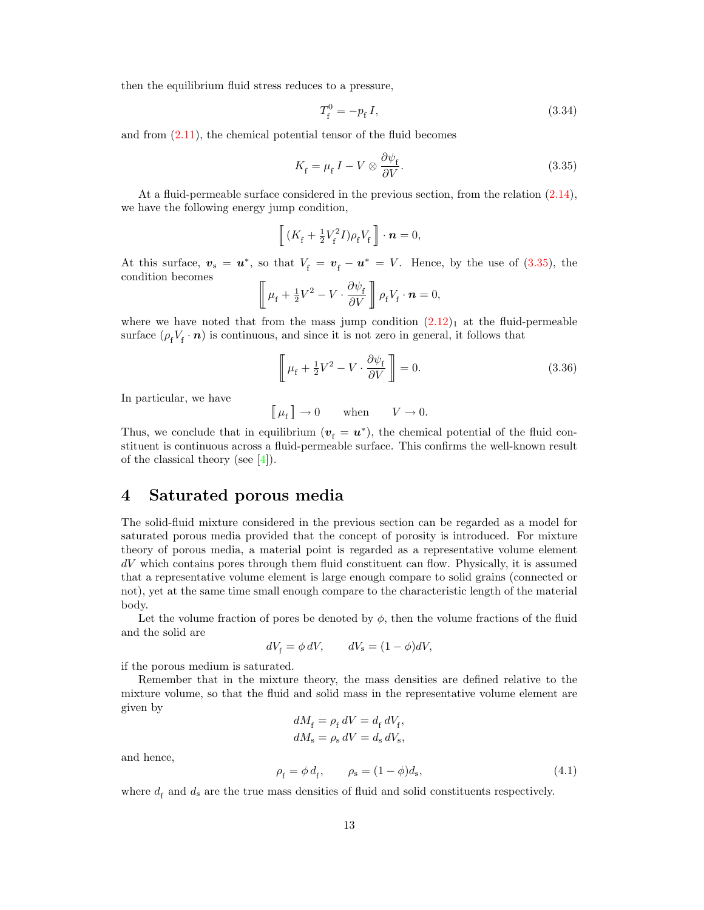then the equilibrium fluid stress reduces to a pressure,

$$T^0_{\mathrm{f}} = -p_{\mathrm{f}}\, I, \tag{3.34}$$

and from (2.11), the chemical potential tensor of the fluid becomes

$$K_{\mathrm{f}} = \mu_{\mathrm{f}}\, I - V \otimes \frac{\partial \psi_{\mathrm{f}}}{\partial V}. \tag{3.35}$$

At a fluid-permeable surface considered in the previous section, from the relation (2.14), we have the following energy jump condition,

$$\left[\!\!\left[\, (K_{\mathrm{f}} + \tfrac{1}{2} V_{\mathrm{f}}^2 I)\rho_{\mathrm{f}} V_{\mathrm{f}} \,\right]\!\!\right] \cdot \boldsymbol{n} = 0,$$

At this surface, $\boldsymbol{v}_{\mathrm{s}} = \boldsymbol{u}^*$, so that $V_{\mathrm{f}} = \boldsymbol{v}_{\mathrm{f}} - \boldsymbol{u}^* = V$. Hence, by the use of (3.35), the condition becomes

$$\left[\!\!\left[\, \mu_{\mathrm{f}} + \tfrac{1}{2} V^2 - V \cdot \frac{\partial \psi_{\mathrm{f}}}{\partial V} \,\right]\!\!\right] \rho_{\mathrm{f}} V_{\mathrm{f}} \cdot \boldsymbol{n} = 0,$$

where we have noted that from the mass jump condition $(2.12)_1$ at the fluid-permeable surface $(\rho_{\mathrm{f}} V_{\mathrm{f}} \cdot \boldsymbol{n})$ is continuous, and since it is not zero in general, it follows that

$$\left[\!\!\left[\, \mu_{\mathrm{f}} + \tfrac{1}{2} V^2 - V \cdot \frac{\partial \psi_{\mathrm{f}}}{\partial V} \,\right]\!\!\right] = 0. \tag{3.36}$$

In particular, we have

$$[\![\, \mu_{\mathrm{f}} ]\!] \to 0 \qquad \text{when} \qquad V \to 0.$$

Thus, we conclude that in equilibrium $(\boldsymbol{v}_{\mathrm{f}} = \boldsymbol{u}^*)$, the chemical potential of the fluid constituent is continuous across a fluid-permeable surface. This confirms the well-known result of the classical theory (see [4]).

# 4 Saturated porous media

The solid-fluid mixture considered in the previous section can be regarded as a model for saturated porous media provided that the concept of porosity is introduced. For mixture theory of porous media, a material point is regarded as a representative volume element $dV$ which contains pores through them fluid constituent can flow. Physically, it is assumed that a representative volume element is large enough compare to solid grains (connected or not), yet at the same time small enough compare to the characteristic length of the material body.

Let the volume fraction of pores be denoted by $\phi$, then the volume fractions of the fluid and the solid are

$$dV_{\mathrm{f}} = \phi\, dV, \qquad dV_{\mathrm{s}} = (1-\phi) dV,$$

if the porous medium is saturated.

Remember that in the mixture theory, the mass densities are defined relative to the mixture volume, so that the fluid and solid mass in the representative volume element are given by

$$\begin{aligned} dM_{\mathrm{f}} &= \rho_{\mathrm{f}}\, dV = d_{\mathrm{f}}\, dV_{\mathrm{f}}, \\ dM_{\mathrm{s}} &= \rho_{\mathrm{s}}\, dV = d_{\mathrm{s}}\, dV_{\mathrm{s}}, \end{aligned}$$

and hence,

$$\rho_{\mathrm{f}} = \phi\, d_{\mathrm{f}}, \qquad \rho_{\mathrm{s}} = (1-\phi) d_{\mathrm{s}}, \tag{4.1}$$

where $d_{\mathrm{f}}$ and $d_{\mathrm{s}}$ are the true mass densities of fluid and solid constituents respectively.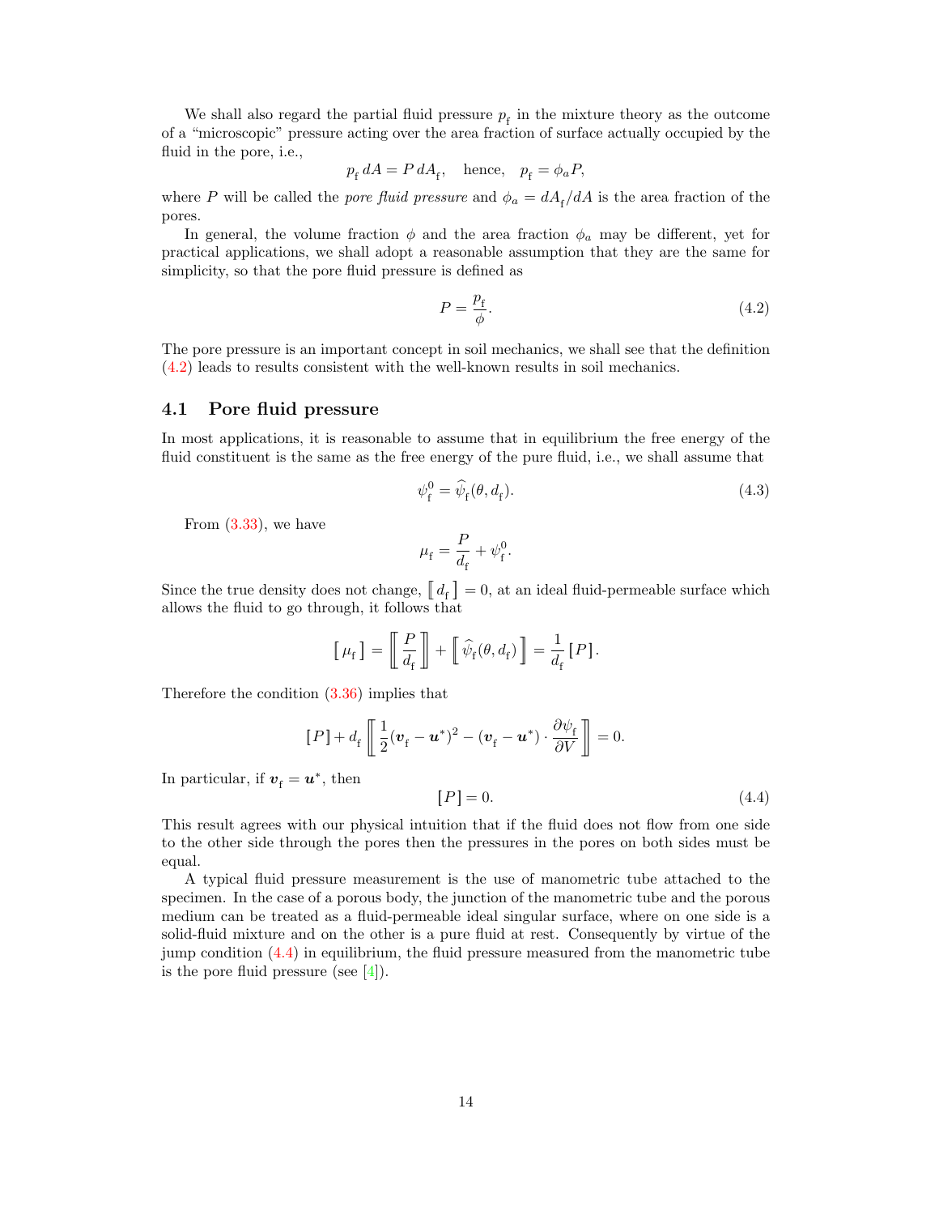We shall also regard the partial fluid pressure $p_{\rm f}$ in the mixture theory as the outcome of a "microscopic" pressure acting over the area fraction of surface actually occupied by the fluid in the pore, i.e.,

$$p_{\rm f}\, dA = P\, dA_{\rm f}, \quad \text{hence,} \quad p_{\rm f} = \phi_a P,$$

where $P$ will be called the *pore fluid pressure* and $\phi_a = dA_{\rm f}/dA$ is the area fraction of the pores.

In general, the volume fraction $\phi$ and the area fraction $\phi_a$ may be different, yet for practical applications, we shall adopt a reasonable assumption that they are the same for simplicity, so that the pore fluid pressure is defined as

$$P = \frac{p_{\rm f}}{\phi}. \tag{4.2}$$

The pore pressure is an important concept in soil mechanics, we shall see that the definition (4.2) leads to results consistent with the well-known results in soil mechanics.

## 4.1 Pore fluid pressure

In most applications, it is reasonable to assume that in equilibrium the free energy of the fluid constituent is the same as the free energy of the pure fluid, i.e., we shall assume that

$$\psi_{\rm f}^0 = \widehat{\psi}_{\rm f}(\theta, d_{\rm f}). \tag{4.3}$$

From (3.33), we have

$$\mu_{\rm f} = \frac{P}{d_{\rm f}} + \psi_{\rm f}^0.$$

Since the true density does not change, $[\![\, d_{\rm f}\,]\!] = 0$, at an ideal fluid-permeable surface which allows the fluid to go through, it follows that

$$[\![\, \mu_{\rm f}\,]\!] = \left[\!\!\left[\, \frac{P}{d_{\rm f}}\,\right]\!\!\right] + \left[\!\!\left[\, \widehat{\psi}_{\rm f}(\theta, d_{\rm f})\,\right]\!\!\right] = \frac{1}{d_{\rm f}}\, [\![\, P\,]\!].$$

Therefore the condition (3.36) implies that

$$[\![\, P\,]\!] + d_{\rm f} \left[\!\!\left[\, \frac{1}{2}(\boldsymbol{v}_{\rm f} - \boldsymbol{u}^*)^2 - (\boldsymbol{v}_{\rm f} - \boldsymbol{u}^*) \cdot \frac{\partial \psi_{\rm f}}{\partial V}\,\right]\!\!\right] = 0.$$

In particular, if $\boldsymbol{v}_{\rm f} = \boldsymbol{u}^*$, then

$$[\![\, P\,]\!] = 0. \tag{4.4}$$

This result agrees with our physical intuition that if the fluid does not flow from one side to the other side through the pores then the pressures in the pores on both sides must be equal.

A typical fluid pressure measurement is the use of manometric tube attached to the specimen. In the case of a porous body, the junction of the manometric tube and the porous medium can be treated as a fluid-permeable ideal singular surface, where on one side is a solid-fluid mixture and on the other is a pure fluid at rest. Consequently by virtue of the jump condition (4.4) in equilibrium, the fluid pressure measured from the manometric tube is the pore fluid pressure (see [4]).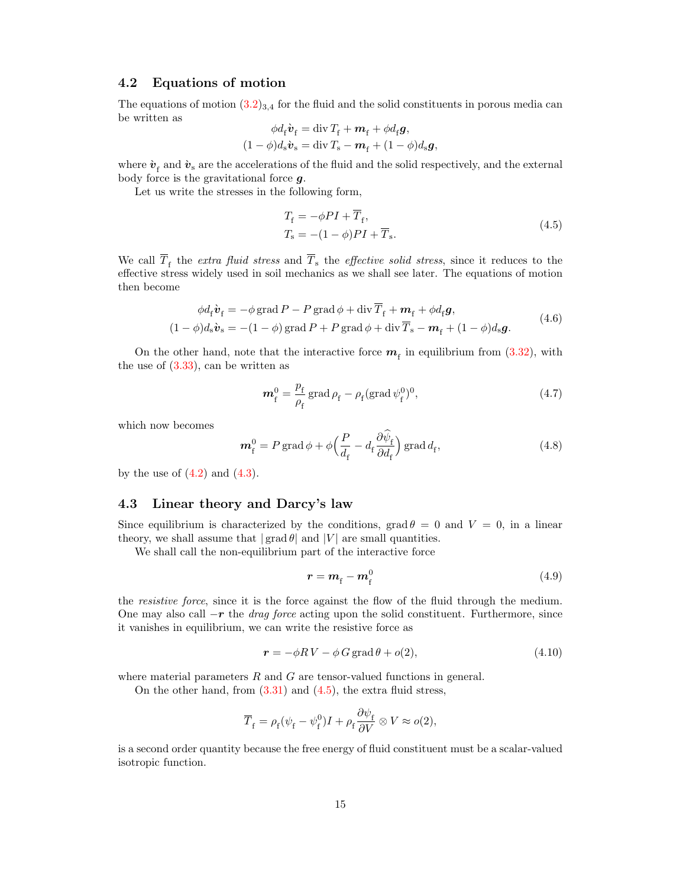## 4.2 Equations of motion

The equations of motion $(3.2)_{3,4}$ for the fluid and the solid constituents in porous media can be written as

$$
\begin{aligned}
\phi d_{\mathrm{f}} \acute{\boldsymbol{v}}_{\mathrm{f}} &= \operatorname{div} T_{\mathrm{f}} + \boldsymbol{m}_{\mathrm{f}} + \phi d_{\mathrm{f}} \boldsymbol{g}, \\
(1-\phi) d_{\mathrm{s}} \acute{\boldsymbol{v}}_{\mathrm{s}} &= \operatorname{div} T_{\mathrm{s}} - \boldsymbol{m}_{\mathrm{f}} + (1-\phi) d_{\mathrm{s}} \boldsymbol{g},
\end{aligned}
$$

where $\acute{\boldsymbol{v}}_{\mathrm{f}}$ and $\acute{\boldsymbol{v}}_{\mathrm{s}}$ are the accelerations of the fluid and the solid respectively, and the external body force is the gravitational force $\boldsymbol{g}$.

Let us write the stresses in the following form,

$$
\begin{aligned}
T_{\mathrm{f}} &= -\phi P I + \overline{T}_{\mathrm{f}}, \\
T_{\mathrm{s}} &= -(1-\phi) P I + \overline{T}_{\mathrm{s}}.
\end{aligned} \tag{4.5}
$$

We call $\overline{T}_{\mathrm{f}}$ the *extra fluid stress* and $\overline{T}_{\mathrm{s}}$ the *effective solid stress*, since it reduces to the effective stress widely used in soil mechanics as we shall see later. The equations of motion then become

$$
\begin{aligned}
\phi d_{\mathrm{f}} \acute{\boldsymbol{v}}_{\mathrm{f}} &= -\phi \operatorname{grad} P - P \operatorname{grad} \phi + \operatorname{div} \overline{T}_{\mathrm{f}} + \boldsymbol{m}_{\mathrm{f}} + \phi d_{\mathrm{f}} \boldsymbol{g}, \\
(1-\phi) d_{\mathrm{s}} \acute{\boldsymbol{v}}_{\mathrm{s}} &= -(1-\phi) \operatorname{grad} P + P \operatorname{grad} \phi + \operatorname{div} \overline{T}_{\mathrm{s}} - \boldsymbol{m}_{\mathrm{f}} + (1-\phi) d_{\mathrm{s}} \boldsymbol{g}.
\end{aligned} \tag{4.6}
$$

On the other hand, note that the interactive force $\boldsymbol{m}_{\mathrm{f}}$ in equilibrium from (3.32), with the use of (3.33), can be written as

$$
\boldsymbol{m}_{\mathrm{f}}^0 = \frac{p_{\mathrm{f}}}{\rho_{\mathrm{f}}} \operatorname{grad} \rho_{\mathrm{f}} - \rho_{\mathrm{f}} (\operatorname{grad} \psi_{\mathrm{f}}^0)^0, \tag{4.7}
$$

which now becomes

$$
\boldsymbol{m}_{\mathrm{f}}^0 = P \operatorname{grad} \phi + \phi \Big( \frac{P}{d_{\mathrm{f}}} - d_{\mathrm{f}} \frac{\partial \widehat{\psi}_{\mathrm{f}}}{\partial d_{\mathrm{f}}} \Big) \operatorname{grad} d_{\mathrm{f}}, \tag{4.8}
$$

by the use of (4.2) and (4.3).

## 4.3 Linear theory and Darcy's law

Since equilibrium is characterized by the conditions, $\operatorname{grad} \theta = 0$ and $V = 0$, in a linear theory, we shall assume that $|\operatorname{grad} \theta|$ and $|V|$ are small quantities.

We shall call the non-equilibrium part of the interactive force

$$
\boldsymbol{r} = \boldsymbol{m}_{\mathrm{f}} - \boldsymbol{m}_{\mathrm{f}}^0 \tag{4.9}
$$

the *resistive force*, since it is the force against the flow of the fluid through the medium. One may also call $-\boldsymbol{r}$ the *drag force* acting upon the solid constituent. Furthermore, since it vanishes in equilibrium, we can write the resistive force as

$$
\boldsymbol{r} = -\phi R\, V - \phi\, G \operatorname{grad} \theta + o(2), \tag{4.10}
$$

where material parameters $R$ and $G$ are tensor-valued functions in general.

On the other hand, from (3.31) and (4.5), the extra fluid stress,

$$
\overline{T}_{\mathrm{f}} = \rho_{\mathrm{f}} (\psi_{\mathrm{f}} - \psi_{\mathrm{f}}^0) I + \rho_{\mathrm{f}} \frac{\partial \psi_{\mathrm{f}}}{\partial V} \otimes V \approx o(2),
$$

is a second order quantity because the free energy of fluid constituent must be a scalar-valued isotropic function.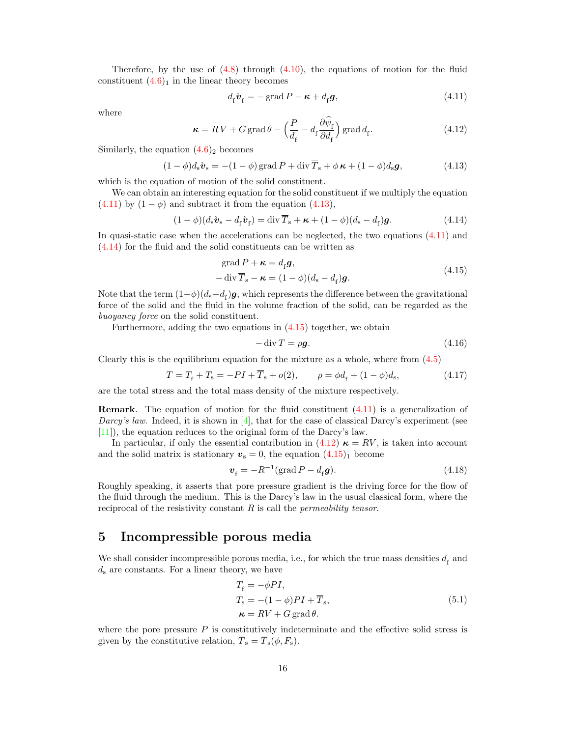Therefore, by the use of (4.8) through (4.10), the equations of motion for the fluid constituent $(4.6)_1$ in the linear theory becomes

$$
d_{\rm f}\acute{\boldsymbol{v}}_{\rm f} = -\,\mathrm{grad}\, P - \boldsymbol{\kappa} + d_{\rm f}\boldsymbol{g}, \tag{4.11}
$$

where

$$
\boldsymbol{\kappa} = R\,V + G\,\mathrm{grad}\,\theta - \Big(\frac{P}{d_{\rm f}} - d_{\rm f}\frac{\partial\widehat{\psi}_{\rm f}}{\partial d_{\rm f}}\Big)\,\mathrm{grad}\, d_{\rm f}. \tag{4.12}
$$

Similarly, the equation $(4.6)_2$ becomes

$$
(1-\phi)d_{\rm s}\acute{\boldsymbol{v}}_{\rm s} = -(1-\phi)\,\mathrm{grad}\, P + \mathrm{div}\,\overline{T}_{\rm s} + \phi\,\boldsymbol{\kappa} + (1-\phi)d_{\rm s}\boldsymbol{g}, \tag{4.13}
$$

which is the equation of motion of the solid constituent.

We can obtain an interesting equation for the solid constituent if we multiply the equation (4.11) by $(1-\phi)$ and subtract it from the equation (4.13),

$$
(1-\phi)(d_{\rm s}\acute{\boldsymbol{v}}_{\rm s} - d_{\rm f}\acute{\boldsymbol{v}}_{\rm f}) = \mathrm{div}\,\overline{T}_{\rm s} + \boldsymbol{\kappa} + (1-\phi)(d_{\rm s} - d_{\rm f})\boldsymbol{g}. \tag{4.14}
$$

In quasi-static case when the accelerations can be neglected, the two equations (4.11) and (4.14) for the fluid and the solid constituents can be written as

$$
\begin{aligned}
&\mathrm{grad}\, P + \boldsymbol{\kappa} = d_{\rm f}\boldsymbol{g},\\
&-\,\mathrm{div}\,\overline{T}_{\rm s} - \boldsymbol{\kappa} = (1-\phi)(d_{\rm s} - d_{\rm f})\boldsymbol{g}.
\end{aligned} \tag{4.15}
$$

Note that the term $(1-\phi)(d_{\rm s}-d_{\rm f})\boldsymbol{g}$, which represents the difference between the gravitational force of the solid and the fluid in the volume fraction of the solid, can be regarded as the *buoyancy force* on the solid constituent.

Furthermore, adding the two equations in (4.15) together, we obtain

$$
-\,\mathrm{div}\, T = \rho\boldsymbol{g}. \tag{4.16}
$$

Clearly this is the equilibrium equation for the mixture as a whole, where from (4.5)

$$
T = T_{\rm f} + T_{\rm s} = -PI + \overline{T}_{\rm s} + o(2), \qquad \rho = \phi d_{\rm f} + (1-\phi)d_{\rm s}, \tag{4.17}
$$

are the total stress and the total mass density of the mixture respectively.

**Remark**. The equation of motion for the fluid constituent (4.11) is a generalization of *Darcy's law*. Indeed, it is shown in [4], that for the case of classical Darcy's experiment (see [11]), the equation reduces to the original form of the Darcy's law.

In particular, if only the essential contribution in (4.12) $\boldsymbol{\kappa} = RV$, is taken into account and the solid matrix is stationary $\boldsymbol{v}_{\rm s} = 0$, the equation $(4.15)_1$ become

$$
\boldsymbol{v}_{\rm f} = -R^{-1}(\mathrm{grad}\, P - d_{\rm f}\boldsymbol{g}). \tag{4.18}
$$

Roughly speaking, it asserts that pore pressure gradient is the driving force for the flow of the fluid through the medium. This is the Darcy's law in the usual classical form, where the reciprocal of the resistivity constant $R$ is call the *permeability tensor*.

# 5 Incompressible porous media

We shall consider incompressible porous media, i.e., for which the true mass densities $d_{\rm f}$ and $d_{\rm s}$ are constants. For a linear theory, we have

$$
\begin{aligned}
&T_{\rm f} = -\phi PI,\\
&T_{\rm s} = -(1-\phi)PI + \overline{T}_{\rm s},\\
&\boldsymbol{\kappa} = RV + G\,\mathrm{grad}\,\theta.
\end{aligned} \tag{5.1}
$$

where the pore pressure $P$ is constitutively indeterminate and the effective solid stress is given by the constitutive relation, $\overline{T}_{\rm s} = \overline{T}_{\rm s}(\phi, F_{\rm s})$.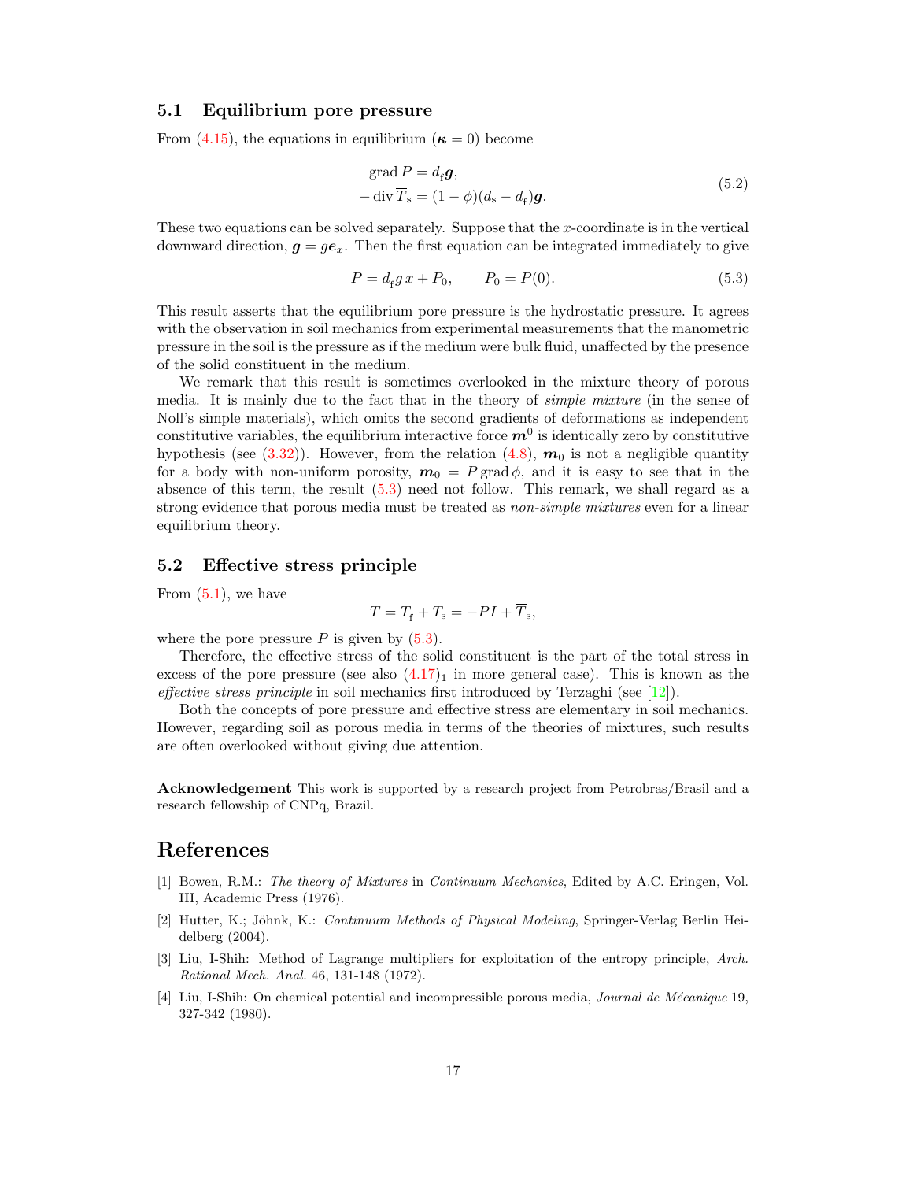### 5.1 Equilibrium pore pressure

From (4.15), the equations in equilibrium ($\boldsymbol{\kappa} = 0$) become

$$
\begin{aligned}
\operatorname{grad} P &= d_{\mathrm{f}} \boldsymbol{g}, \\
-\operatorname{div} \overline{T}_{\mathrm{s}} &= (1-\phi)(d_{\mathrm{s}} - d_{\mathrm{f}}) \boldsymbol{g}.
\end{aligned}
\tag{5.2}
$$

These two equations can be solved separately. Suppose that the $x$-coordinate is in the vertical downward direction, $\boldsymbol{g} = g\boldsymbol{e}_x$. Then the first equation can be integrated immediately to give

$$
P = d_{\mathrm{f}} g\, x + P_0, \qquad P_0 = P(0). \tag{5.3}
$$

This result asserts that the equilibrium pore pressure is the hydrostatic pressure. It agrees with the observation in soil mechanics from experimental measurements that the manometric pressure in the soil is the pressure as if the medium were bulk fluid, unaffected by the presence of the solid constituent in the medium.

We remark that this result is sometimes overlooked in the mixture theory of porous media. It is mainly due to the fact that in the theory of *simple mixture* (in the sense of Noll's simple materials), which omits the second gradients of deformations as independent constitutive variables, the equilibrium interactive force $\boldsymbol{m}^0$ is identically zero by constitutive hypothesis (see (3.32)). However, from the relation (4.8), $\boldsymbol{m}_0$ is not a negligible quantity for a body with non-uniform porosity, $\boldsymbol{m}_0 = P \operatorname{grad} \phi$, and it is easy to see that in the absence of this term, the result (5.3) need not follow. This remark, we shall regard as a strong evidence that porous media must be treated as *non-simple mixtures* even for a linear equilibrium theory.

### 5.2 Effective stress principle

From (5.1), we have

$$
T = T_{\mathrm{f}} + T_{\mathrm{s}} = -PI + \overline{T}_{\mathrm{s}},
$$

where the pore pressure $P$ is given by (5.3).

Therefore, the effective stress of the solid constituent is the part of the total stress in excess of the pore pressure (see also $(4.17)_1$ in more general case). This is known as the *effective stress principle* in soil mechanics first introduced by Terzaghi (see [12]).

Both the concepts of pore pressure and effective stress are elementary in soil mechanics. However, regarding soil as porous media in terms of the theories of mixtures, such results are often overlooked without giving due attention.

**Acknowledgement** This work is supported by a research project from Petrobras/Brasil and a research fellowship of CNPq, Brazil.

## References

[1] Bowen, R.M.: *The theory of Mixtures* in *Continuum Mechanics*, Edited by A.C. Eringen, Vol. III, Academic Press (1976).

[2] Hutter, K.; Jöhnk, K.: *Continuum Methods of Physical Modeling*, Springer-Verlag Berlin Heidelberg (2004).

[3] Liu, I-Shih: Method of Lagrange multipliers for exploitation of the entropy principle, *Arch. Rational Mech. Anal.* 46, 131-148 (1972).

[4] Liu, I-Shih: On chemical potential and incompressible porous media, *Journal de Mécanique* 19, 327-342 (1980).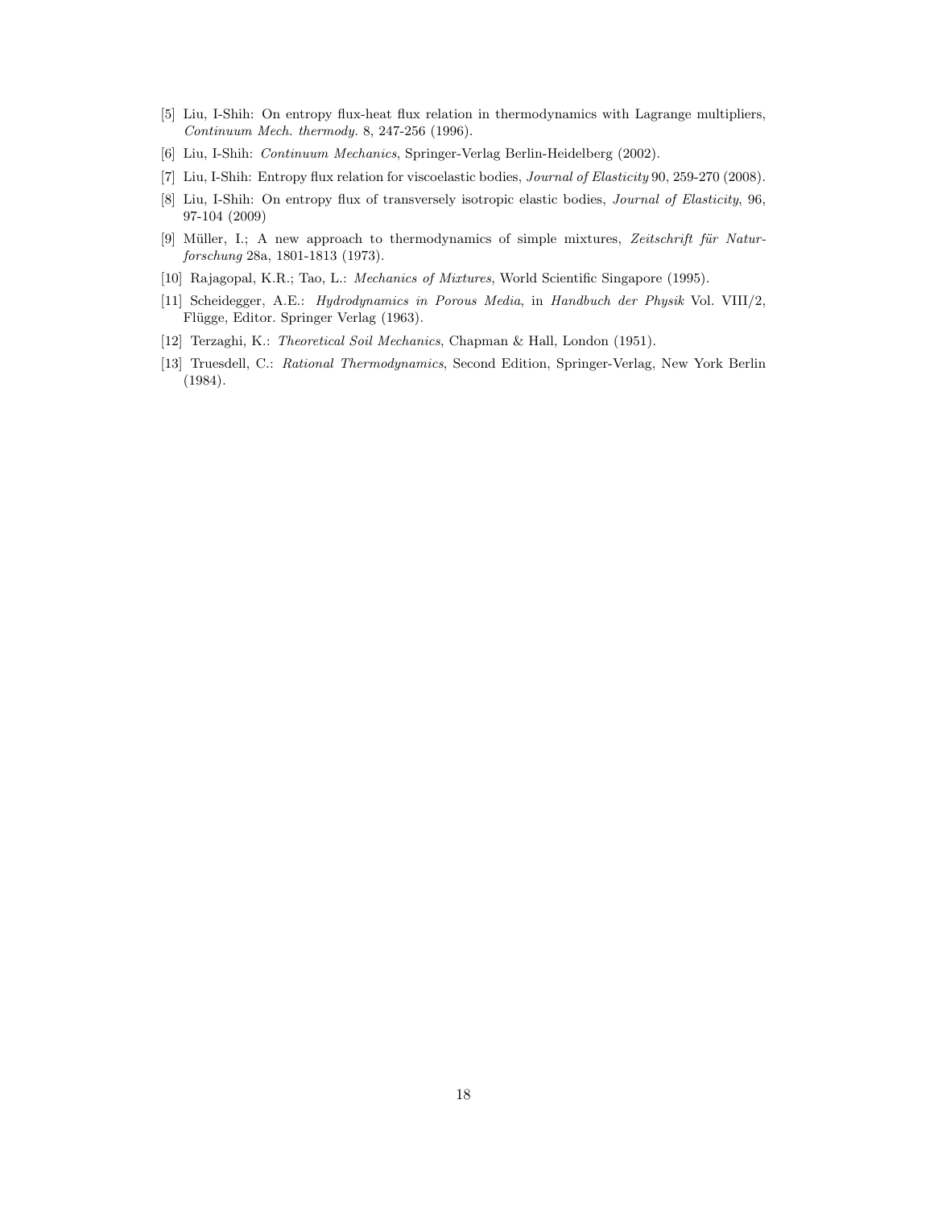[5] Liu, I-Shih: On entropy flux-heat flux relation in thermodynamics with Lagrange multipliers, *Continuum Mech. thermody.* 8, 247-256 (1996).

[6] Liu, I-Shih: *Continuum Mechanics*, Springer-Verlag Berlin-Heidelberg (2002).

[7] Liu, I-Shih: Entropy flux relation for viscoelastic bodies, *Journal of Elasticity* 90, 259-270 (2008).

[8] Liu, I-Shih: On entropy flux of transversely isotropic elastic bodies, *Journal of Elasticity*, 96, 97-104 (2009)

[9] Müller, I.; A new approach to thermodynamics of simple mixtures, *Zeitschrift für Naturforschung* 28a, 1801-1813 (1973).

[10] Rajagopal, K.R.; Tao, L.: *Mechanics of Mixtures*, World Scientific Singapore (1995).

[11] Scheidegger, A.E.: *Hydrodynamics in Porous Media*, in *Handbuch der Physik* Vol. VIII/2, Flügge, Editor. Springer Verlag (1963).

[12] Terzaghi, K.: *Theoretical Soil Mechanics*, Chapman & Hall, London (1951).

[13] Truesdell, C.: *Rational Thermodynamics*, Second Edition, Springer-Verlag, New York Berlin (1984).